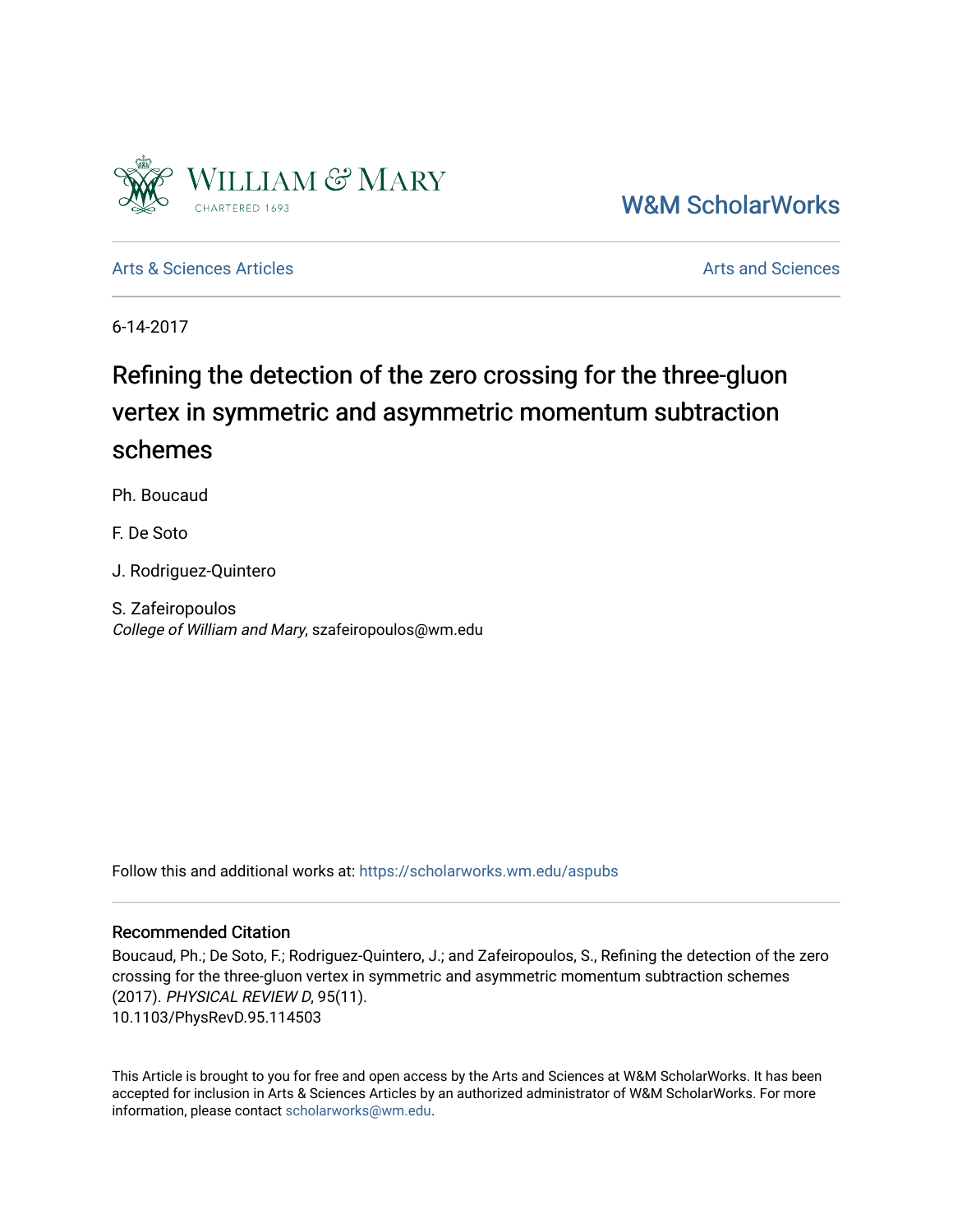W&M ScholarWorks

Arts & Sciences Articles

Arts and Sciences

6-14-2017

# Refining the detection of the zero crossing for the three-gluon vertex in symmetric and asymmetric momentum subtraction schemes

Ph. Boucaud

F. De Soto

J. Rodriguez-Quintero

S. Zafeiropoulos
*College of William and Mary*, szafeiropoulos@wm.edu

Follow this and additional works at: https://scholarworks.wm.edu/aspubs

## Recommended Citation

Boucaud, Ph.; De Soto, F.; Rodriguez-Quintero, J.; and Zafeiropoulos, S., Refining the detection of the zero crossing for the three-gluon vertex in symmetric and asymmetric momentum subtraction schemes (2017). *PHYSICAL REVIEW D*, 95(11).
10.1103/PhysRevD.95.114503

This Article is brought to you for free and open access by the Arts and Sciences at W&M ScholarWorks. It has been accepted for inclusion in Arts & Sciences Articles by an authorized administrator of W&M ScholarWorks. For more information, please contact scholarworks@wm.edu.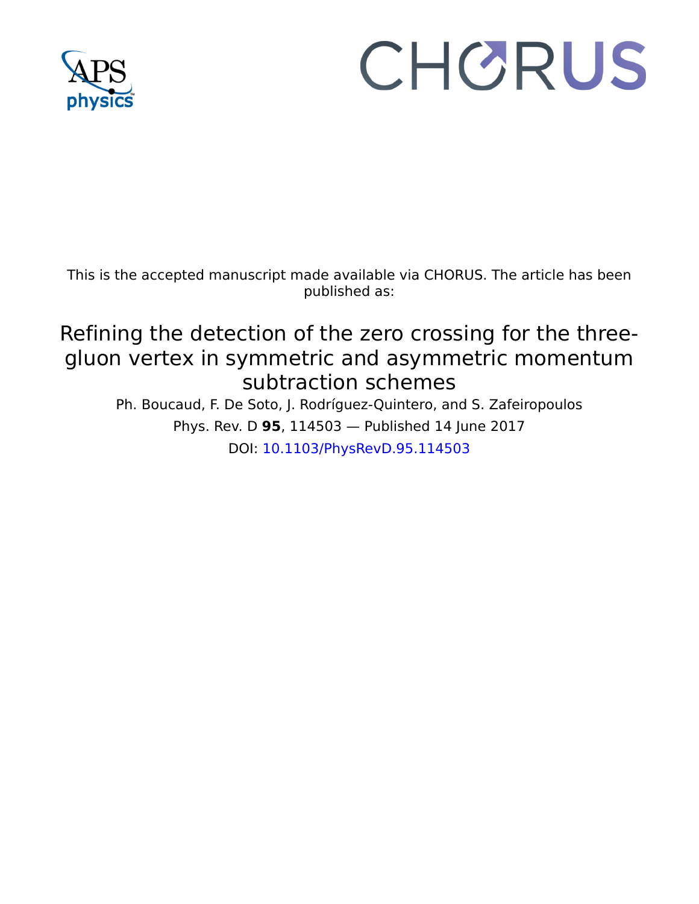This is the accepted manuscript made available via CHORUS. The article has been published as:

# Refining the detection of the zero crossing for the three-gluon vertex in symmetric and asymmetric momentum subtraction schemes

Ph. Boucaud, F. De Soto, J. Rodríguez-Quintero, and S. Zafeiropoulos

Phys. Rev. D **95**, 114503 — Published 14 June 2017

DOI: 10.1103/PhysRevD.95.114503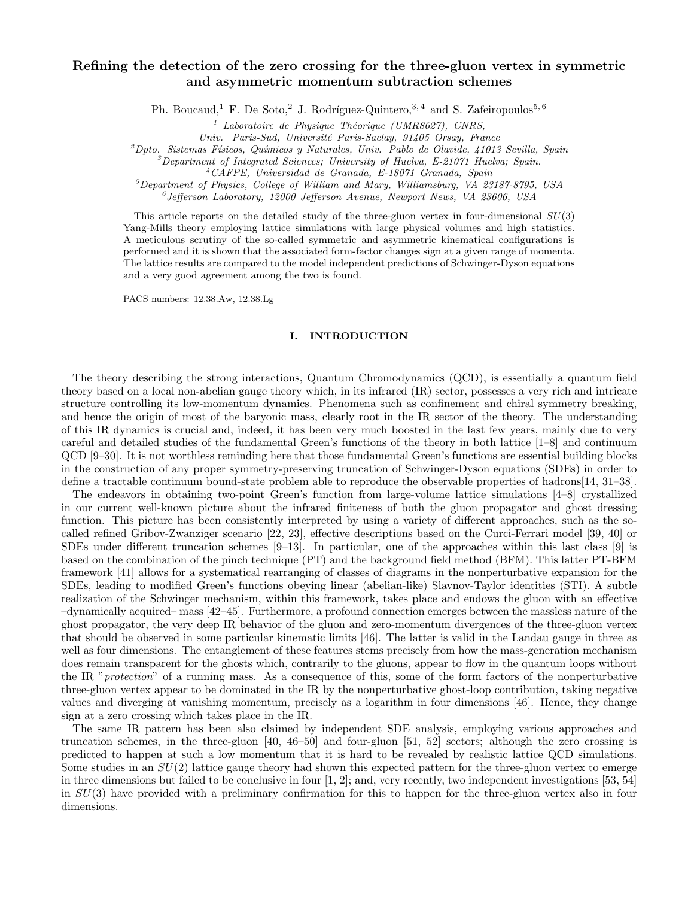# Refining the detection of the zero crossing for the three-gluon vertex in symmetric and asymmetric momentum subtraction schemes

Ph. Boucaud,[1] F. De Soto,[2] J. Rodríguez-Quintero,[3,4] and S. Zafeiropoulos[5,6]

[1] *Laboratoire de Physique Théorique (UMR8627), CNRS, Univ. Paris-Sud, Université Paris-Saclay, 91405 Orsay, France*
[2] *Dpto. Sistemas Físicos, Químicos y Naturales, Univ. Pablo de Olavide, 41013 Sevilla, Spain*
[3] *Department of Integrated Sciences; University of Huelva, E-21071 Huelva; Spain.*
[4] *CAFPE, Universidad de Granada, E-18071 Granada, Spain*
[5] *Department of Physics, College of William and Mary, Williamsburg, VA 23187-8795, USA*
[6] *Jefferson Laboratory, 12000 Jefferson Avenue, Newport News, VA 23606, USA*

This article reports on the detailed study of the three-gluon vertex in four-dimensional $SU(3)$ Yang-Mills theory employing lattice simulations with large physical volumes and high statistics. A meticulous scrutiny of the so-called symmetric and asymmetric kinematical configurations is performed and it is shown that the associated form-factor changes sign at a given range of momenta. The lattice results are compared to the model independent predictions of Schwinger-Dyson equations and a very good agreement among the two is found.

PACS numbers: 12.38.Aw, 12.38.Lg

## I. INTRODUCTION

The theory describing the strong interactions, Quantum Chromodynamics (QCD), is essentially a quantum field theory based on a local non-abelian gauge theory which, in its infrared (IR) sector, possesses a very rich and intricate structure controlling its low-momentum dynamics. Phenomena such as confinement and chiral symmetry breaking, and hence the origin of most of the baryonic mass, clearly root in the IR sector of the theory. The understanding of this IR dynamics is crucial and, indeed, it has been very much boosted in the last few years, mainly due to very careful and detailed studies of the fundamental Green's functions of the theory in both lattice [1–8] and continuum QCD [9–30]. It is not worthless reminding here that those fundamental Green's functions are essential building blocks in the construction of any proper symmetry-preserving truncation of Schwinger-Dyson equations (SDEs) in order to define a tractable continuum bound-state problem able to reproduce the observable properties of hadrons[14, 31–38].

The endeavors in obtaining two-point Green's function from large-volume lattice simulations [4–8] crystallized in our current well-known picture about the infrared finiteness of both the gluon propagator and ghost dressing function. This picture has been consistently interpreted by using a variety of different approaches, such as the so-called refined Gribov-Zwanziger scenario [22, 23], effective descriptions based on the Curci-Ferrari model [39, 40] or SDEs under different truncation schemes [9–13]. In particular, one of the approaches within this last class [9] is based on the combination of the pinch technique (PT) and the background field method (BFM). This latter PT-BFM framework [41] allows for a systematical rearranging of classes of diagrams in the nonperturbative expansion for the SDEs, leading to modified Green's functions obeying linear (abelian-like) Slavnov-Taylor identities (STI). A subtle realization of the Schwinger mechanism, within this framework, takes place and endows the gluon with an effective –dynamically acquired– mass [42–45]. Furthermore, a profound connection emerges between the massless nature of the ghost propagator, the very deep IR behavior of the gluon and zero-momentum divergences of the three-gluon vertex that should be observed in some particular kinematic limits [46]. The latter is valid in the Landau gauge in three as well as four dimensions. The entanglement of these features stems precisely from how the mass-generation mechanism does remain transparent for the ghosts which, contrarily to the gluons, appear to flow in the quantum loops without the IR "*protection*" of a running mass. As a consequence of this, some of the form factors of the nonperturbative three-gluon vertex appear to be dominated in the IR by the nonperturbative ghost-loop contribution, taking negative values and diverging at vanishing momentum, precisely as a logarithm in four dimensions [46]. Hence, they change sign at a zero crossing which takes place in the IR.

The same IR pattern has been also claimed by independent SDE analysis, employing various approaches and truncation schemes, in the three-gluon [40, 46–50] and four-gluon [51, 52] sectors; although the zero crossing is predicted to happen at such a low momentum that it is hard to be revealed by realistic lattice QCD simulations. Some studies in an $SU(2)$ lattice gauge theory had shown this expected pattern for the three-gluon vertex to emerge in three dimensions but failed to be conclusive in four [1, 2]; and, very recently, two independent investigations [53, 54] in $SU(3)$ have provided with a preliminary confirmation for this to happen for the three-gluon vertex also in four dimensions.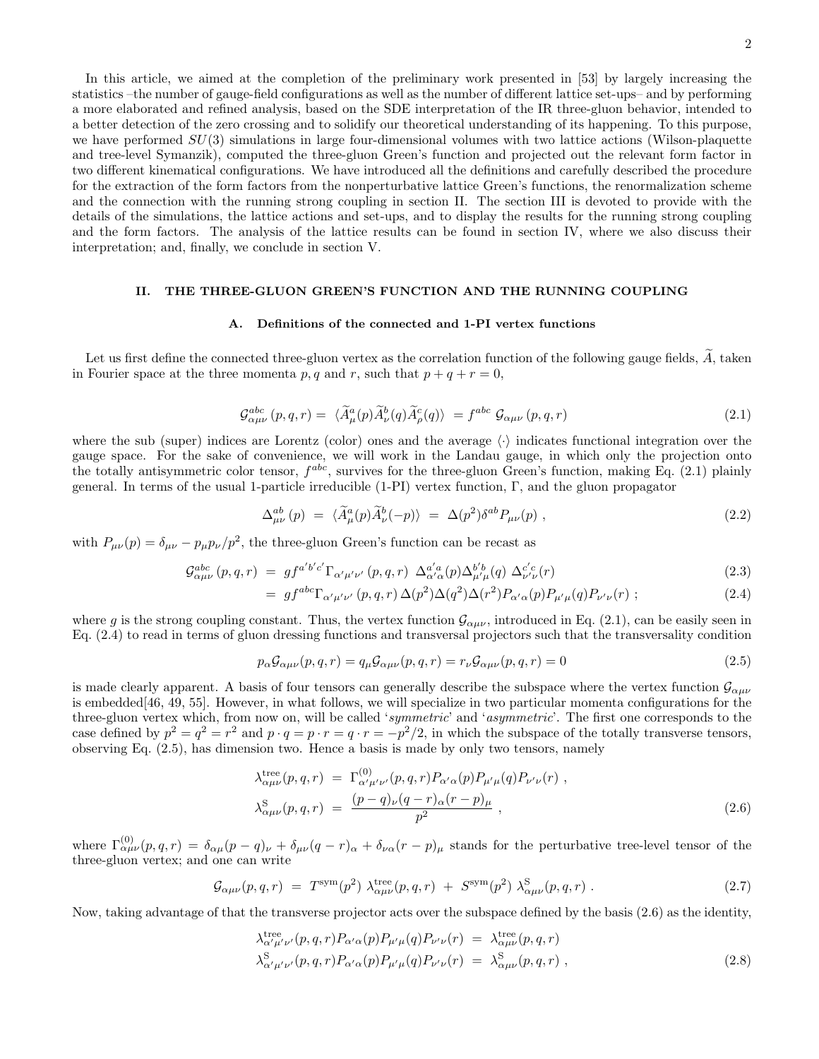In this article, we aimed at the completion of the preliminary work presented in [53] by largely increasing the statistics –the number of gauge-field configurations as well as the number of different lattice set-ups– and by performing a more elaborated and refined analysis, based on the SDE interpretation of the IR three-gluon behavior, intended to a better detection of the zero crossing and to solidify our theoretical understanding of its happening. To this purpose, we have performed $SU(3)$ simulations in large four-dimensional volumes with two lattice actions (Wilson-plaquette and tree-level Symanzik), computed the three-gluon Green's function and projected out the relevant form factor in two different kinematical configurations. We have introduced all the definitions and carefully described the procedure for the extraction of the form factors from the nonperturbative lattice Green's functions, the renormalization scheme and the connection with the running strong coupling in section II. The section III is devoted to provide with the details of the simulations, the lattice actions and set-ups, and to display the results for the running strong coupling and the form factors. The analysis of the lattice results can be found in section IV, where we also discuss their interpretation; and, finally, we conclude in section V.

## II. THE THREE-GLUON GREEN'S FUNCTION AND THE RUNNING COUPLING

### A. Definitions of the connected and 1-PI vertex functions

Let us first define the connected three-gluon vertex as the correlation function of the following gauge fields, $\widetilde{A}$, taken in Fourier space at the three momenta $p, q$ and $r$, such that $p+q+r=0$,

$$
\mathcal{G}^{abc}_{\alpha\mu\nu}(p,q,r) = \langle \widetilde{A}^a_\mu(p)\widetilde{A}^b_\nu(q)\widetilde{A}^c_\rho(q)\rangle = f^{abc}\,\mathcal{G}_{\alpha\mu\nu}(p,q,r) \tag{2.1}
$$

where the sub (super) indices are Lorentz (color) ones and the average $\langle\cdot\rangle$ indicates functional integration over the gauge space. For the sake of convenience, we will work in the Landau gauge, in which only the projection onto the totally antisymmetric color tensor, $f^{abc}$, survives for the three-gluon Green's function, making Eq. (2.1) plainly general. In terms of the usual 1-particle irreducible (1-PI) vertex function, $\Gamma$, and the gluon propagator

$$
\Delta^{ab}_{\mu\nu}(p) = \langle \widetilde{A}^a_\mu(p)\widetilde{A}^b_\nu(-p)\rangle = \Delta(p^2)\delta^{ab}P_{\mu\nu}(p)\,, \tag{2.2}
$$

with $P_{\mu\nu}(p) = \delta_{\mu\nu} - p_\mu p_\nu/p^2$, the three-gluon Green's function can be recast as

$$
\begin{aligned}
\mathcal{G}^{abc}_{\alpha\mu\nu}(p,q,r) &= g f^{a'b'c'}\Gamma_{\alpha'\mu'\nu'}(p,q,r)\;\Delta^{a'a}_{\alpha'\alpha}(p)\Delta^{b'b}_{\mu'\mu}(q)\;\Delta^{c'c}_{\nu'\nu}(r) & (2.3)\\
&= g f^{abc}\Gamma_{\alpha'\mu'\nu'}(p,q,r)\,\Delta(p^2)\Delta(q^2)\Delta(r^2)P_{\alpha'\alpha}(p)P_{\mu'\mu}(q)P_{\nu'\nu}(r)\,; & (2.4)
\end{aligned}
$$

where $g$ is the strong coupling constant. Thus, the vertex function $\mathcal{G}_{\alpha\mu\nu}$, introduced in Eq. (2.1), can be easily seen in Eq. (2.4) to read in terms of gluon dressing functions and transversal projectors such that the transversality condition

$$
p_\alpha\mathcal{G}_{\alpha\mu\nu}(p,q,r) = q_\mu\mathcal{G}_{\alpha\mu\nu}(p,q,r) = r_\nu\mathcal{G}_{\alpha\mu\nu}(p,q,r) = 0 \tag{2.5}
$$

is made clearly apparent. A basis of four tensors can generally describe the subspace where the vertex function $\mathcal{G}_{\alpha\mu\nu}$ is embedded[46, 49, 55]. However, in what follows, we will specialize in two particular momenta configurations for the three-gluon vertex which, from now on, will be called '*symmetric*' and '*asymmetric*'. The first one corresponds to the case defined by $p^2=q^2=r^2$ and $p\cdot q = p\cdot r = q\cdot r = -p^2/2$, in which the subspace of the totally transverse tensors, observing Eq. (2.5), has dimension two. Hence a basis is made by only two tensors, namely

$$
\begin{aligned}
\lambda^{\rm tree}_{\alpha\mu\nu}(p,q,r) &= \Gamma^{(0)}_{\alpha'\mu'\nu'}(p,q,r)P_{\alpha'\alpha}(p)P_{\mu'\mu}(q)P_{\nu'\nu}(r)\,,\\
\lambda^{\rm S}_{\alpha\mu\nu}(p,q,r) &= \frac{(p-q)_\nu(q-r)_\alpha(r-p)_\mu}{p^2}\,,
\end{aligned} \tag{2.6}
$$

where $\Gamma^{(0)}_{\alpha\mu\nu}(p,q,r) = \delta_{\alpha\mu}(p-q)_\nu + \delta_{\mu\nu}(q-r)_\alpha + \delta_{\nu\alpha}(r-p)_\mu$ stands for the perturbative tree-level tensor of the three-gluon vertex; and one can write

$$
\mathcal{G}_{\alpha\mu\nu}(p,q,r) = T^{\rm sym}(p^2)\;\lambda^{\rm tree}_{\alpha\mu\nu}(p,q,r) \;+\; S^{\rm sym}(p^2)\;\lambda^{\rm S}_{\alpha\mu\nu}(p,q,r)\,. \tag{2.7}
$$

Now, taking advantage of that the transverse projector acts over the subspace defined by the basis (2.6) as the identity,

$$
\begin{aligned}
\lambda^{\rm tree}_{\alpha'\mu'\nu'}(p,q,r)P_{\alpha'\alpha}(p)P_{\mu'\mu}(q)P_{\nu'\nu}(r) &= \lambda^{\rm tree}_{\alpha\mu\nu}(p,q,r)\\
\lambda^{\rm S}_{\alpha'\mu'\nu'}(p,q,r)P_{\alpha'\alpha}(p)P_{\mu'\mu}(q)P_{\nu'\nu}(r) &= \lambda^{\rm S}_{\alpha\mu\nu}(p,q,r)\,,
\end{aligned} \tag{2.8}
$$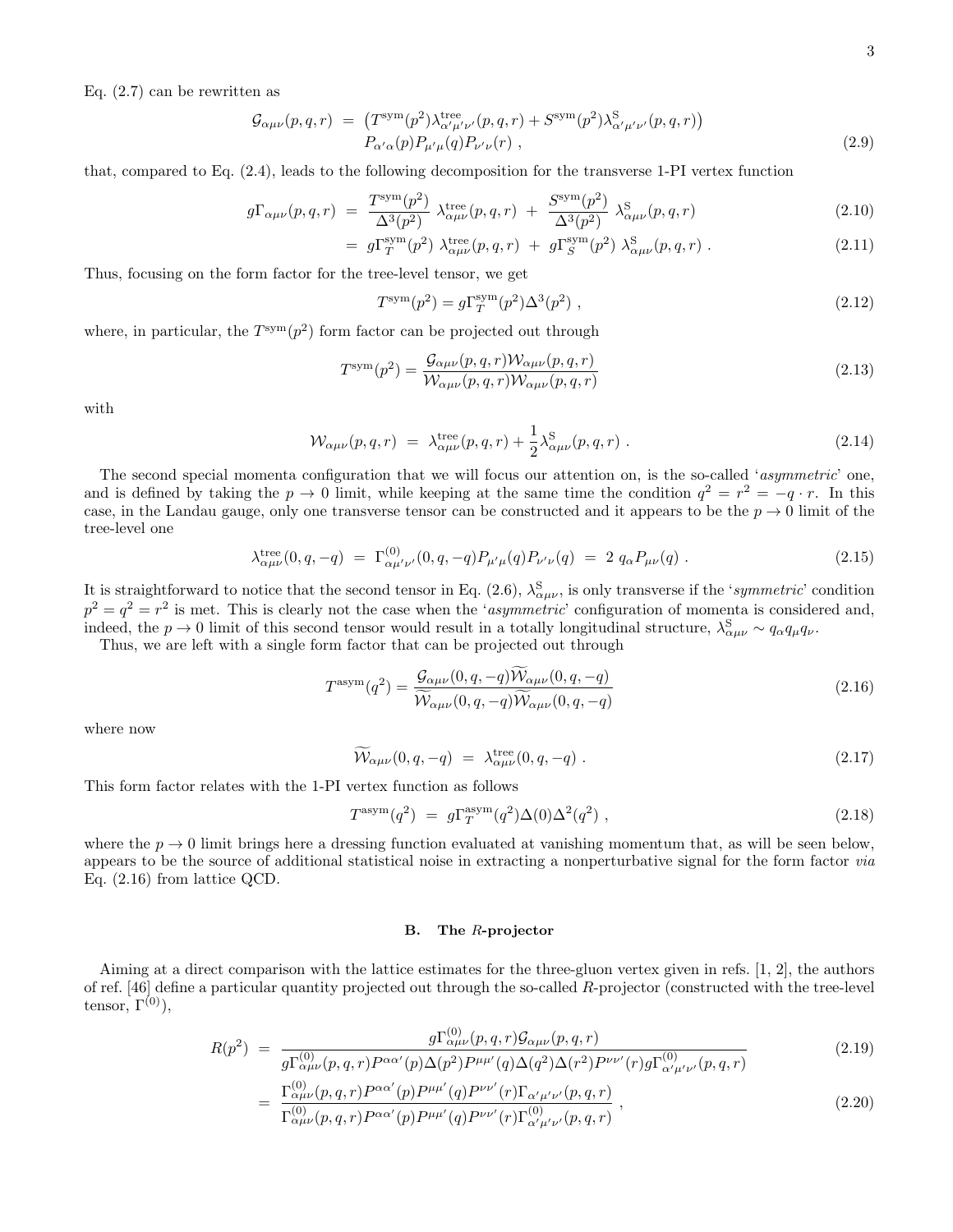Eq. (2.7) can be rewritten as

$$\mathcal{G}_{\alpha\mu\nu}(p,q,r) \;=\; \left(T^{\rm sym}(p^2)\lambda^{\rm tree}_{\alpha'\mu'\nu'}(p,q,r) + S^{\rm sym}(p^2)\lambda^{\rm S}_{\alpha'\mu'\nu'}(p,q,r)\right) \\ P_{\alpha'\alpha}(p)P_{\mu'\mu}(q)P_{\nu'\nu}(r) \;, \tag{2.9}$$

that, compared to Eq. (2.4), leads to the following decomposition for the transverse 1-PI vertex function

$$g\Gamma_{\alpha\mu\nu}(p,q,r) \;=\; \frac{T^{\rm sym}(p^2)}{\Delta^3(p^2)}\;\lambda^{\rm tree}_{\alpha\mu\nu}(p,q,r) \;+\; \frac{S^{\rm sym}(p^2)}{\Delta^3(p^2)}\;\lambda^{\rm S}_{\alpha\mu\nu}(p,q,r) \tag{2.10}$$

$$= \; g\Gamma^{\rm sym}_{T}(p^2)\;\lambda^{\rm tree}_{\alpha\mu\nu}(p,q,r) \;+\; g\Gamma^{\rm sym}_{S}(p^2)\;\lambda^{\rm S}_{\alpha\mu\nu}(p,q,r) \;. \tag{2.11}$$

Thus, focusing on the form factor for the tree-level tensor, we get

$$T^{\rm sym}(p^2) = g\Gamma^{\rm sym}_{T}(p^2)\Delta^3(p^2) \;, \tag{2.12}$$

where, in particular, the $T^{\rm sym}(p^2)$ form factor can be projected out through

$$T^{\rm sym}(p^2) = \frac{\mathcal{G}_{\alpha\mu\nu}(p,q,r)\mathcal{W}_{\alpha\mu\nu}(p,q,r)}{\mathcal{W}_{\alpha\mu\nu}(p,q,r)\mathcal{W}_{\alpha\mu\nu}(p,q,r)} \tag{2.13}$$

with

$$\mathcal{W}_{\alpha\mu\nu}(p,q,r) \;=\; \lambda^{\rm tree}_{\alpha\mu\nu}(p,q,r) + \frac{1}{2}\lambda^{\rm S}_{\alpha\mu\nu}(p,q,r) \;. \tag{2.14}$$

The second special momenta configuration that we will focus our attention on, is the so-called '*asymmetric*' one, and is defined by taking the $p \to 0$ limit, while keeping at the same time the condition $q^2 = r^2 = -q\cdot r$. In this case, in the Landau gauge, only one transverse tensor can be constructed and it appears to be the $p \to 0$ limit of the tree-level one

$$\lambda^{\rm tree}_{\alpha\mu\nu}(0,q,-q) \;=\; \Gamma^{(0)}_{\alpha\mu'\nu'}(0,q,-q)P_{\mu'\mu}(q)P_{\nu'\nu}(q) \;=\; 2\;q_\alpha P_{\mu\nu}(q) \;. \tag{2.15}$$

It is straightforward to notice that the second tensor in Eq. (2.6), $\lambda^{\rm S}_{\alpha\mu\nu}$, is only transverse if the '*symmetric*' condition $p^2 = q^2 = r^2$ is met. This is clearly not the case when the '*asymmetric*' configuration of momenta is considered and, indeed, the $p \to 0$ limit of this second tensor would result in a totally longitudinal structure, $\lambda^{\rm S}_{\alpha\mu\nu} \sim q_\alpha q_\mu q_\nu$.

Thus, we are left with a single form factor that can be projected out through

$$T^{\rm asym}(q^2) = \frac{\mathcal{G}_{\alpha\mu\nu}(0,q,-q)\widetilde{\mathcal{W}}_{\alpha\mu\nu}(0,q,-q)}{\widetilde{\mathcal{W}}_{\alpha\mu\nu}(0,q,-q)\widetilde{\mathcal{W}}_{\alpha\mu\nu}(0,q,-q)} \tag{2.16}$$

where now

$$\widetilde{\mathcal{W}}_{\alpha\mu\nu}(0,q,-q) \;=\; \lambda^{\rm tree}_{\alpha\mu\nu}(0,q,-q) \;. \tag{2.17}$$

This form factor relates with the 1-PI vertex function as follows

$$T^{\rm asym}(q^2) \;=\; g\Gamma^{\rm asym}_{T}(q^2)\Delta(0)\Delta^2(q^2) \;, \tag{2.18}$$

where the $p \to 0$ limit brings here a dressing function evaluated at vanishing momentum that, as will be seen below, appears to be the source of additional statistical noise in extracting a nonperturbative signal for the form factor *via* Eq. (2.16) from lattice QCD.

### B. The $R$-projector

Aiming at a direct comparison with the lattice estimates for the three-gluon vertex given in refs. [1, 2], the authors of ref. [46] define a particular quantity projected out through the so-called $R$-projector (constructed with the tree-level tensor, $\Gamma^{(0)}$),

$$R(p^2) \;=\; \frac{g\Gamma^{(0)}_{\alpha\mu\nu}(p,q,r)\mathcal{G}_{\alpha\mu\nu}(p,q,r)}{g\Gamma^{(0)}_{\alpha\mu\nu}(p,q,r)P^{\alpha\alpha'}(p)\Delta(p^2)P^{\mu\mu'}(q)\Delta(q^2)\Delta(r^2)P^{\nu\nu'}(r)g\Gamma^{(0)}_{\alpha'\mu'\nu'}(p,q,r)} \tag{2.19}$$

$$= \; \frac{\Gamma^{(0)}_{\alpha\mu\nu}(p,q,r)P^{\alpha\alpha'}(p)P^{\mu\mu'}(q)P^{\nu\nu'}(r)\Gamma_{\alpha'\mu'\nu'}(p,q,r)}{\Gamma^{(0)}_{\alpha\mu\nu}(p,q,r)P^{\alpha\alpha'}(p)P^{\mu\mu'}(q)P^{\nu\nu'}(r)\Gamma^{(0)}_{\alpha'\mu'\nu'}(p,q,r)} \;, \tag{2.20}$$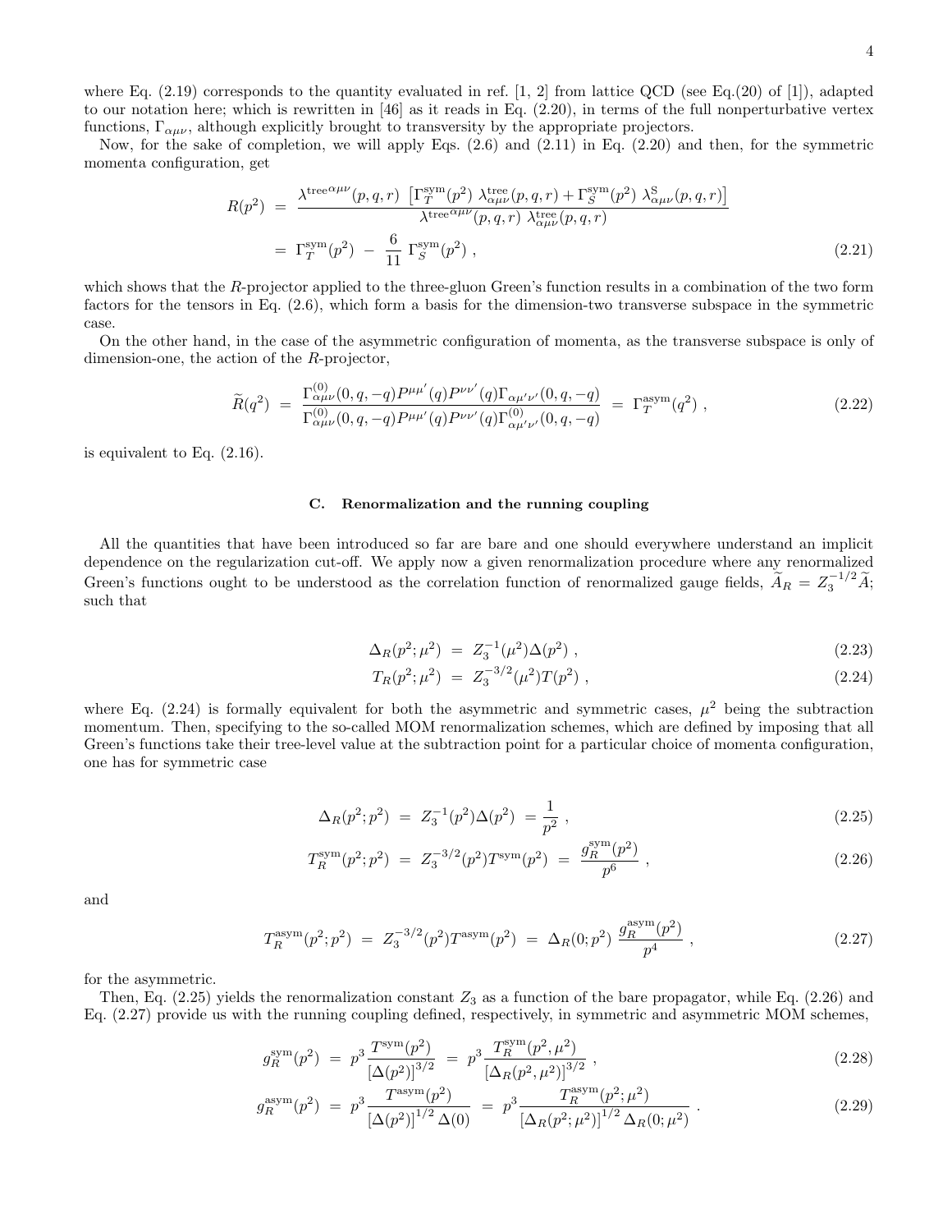where Eq. (2.19) corresponds to the quantity evaluated in ref. [1, 2] from lattice QCD (see Eq.(20) of [1]), adapted to our notation here; which is rewritten in [46] as it reads in Eq. (2.20), in terms of the full nonperturbative vertex functions, $\Gamma_{\alpha\mu\nu}$, although explicitly brought to transversity by the appropriate projectors.

Now, for the sake of completion, we will apply Eqs. (2.6) and (2.11) in Eq. (2.20) and then, for the symmetric momenta configuration, get

$$
\begin{aligned}
R(p^2) &= \frac{\lambda^{\text{tree}\,\alpha\mu\nu}(p,q,r)\ \left[\Gamma_T^{\text{sym}}(p^2)\ \lambda^{\text{tree}}_{\alpha\mu\nu}(p,q,r) + \Gamma_S^{\text{sym}}(p^2)\ \lambda^{\text{S}}_{\alpha\mu\nu}(p,q,r)\right]}{\lambda^{\text{tree}\,\alpha\mu\nu}(p,q,r)\ \lambda^{\text{tree}}_{\alpha\mu\nu}(p,q,r)} \\
&= \Gamma_T^{\text{sym}}(p^2)\ -\ \frac{6}{11}\ \Gamma_S^{\text{sym}}(p^2)\ ,
\end{aligned}
\tag{2.21}
$$

which shows that the $R$-projector applied to the three-gluon Green's function results in a combination of the two form factors for the tensors in Eq. (2.6), which form a basis for the dimension-two transverse subspace in the symmetric case.

On the other hand, in the case of the asymmetric configuration of momenta, as the transverse subspace is only of dimension-one, the action of the $R$-projector,

$$
\widetilde{R}(q^2)\ =\ \frac{\Gamma^{(0)}_{\alpha\mu\nu}(0,q,-q)P^{\mu\mu'}(q)P^{\nu\nu'}(q)\Gamma_{\alpha\mu'\nu'}(0,q,-q)}{\Gamma^{(0)}_{\alpha\mu\nu}(0,q,-q)P^{\mu\mu'}(q)P^{\nu\nu'}(q)\Gamma^{(0)}_{\alpha\mu'\nu'}(0,q,-q)}\ =\ \Gamma_T^{\text{asym}}(q^2)\ ,
\tag{2.22}
$$

is equivalent to Eq. (2.16).

### C. Renormalization and the running coupling

All the quantities that have been introduced so far are bare and one should everywhere understand an implicit dependence on the regularization cut-off. We apply now a given renormalization procedure where any renormalized Green's functions ought to be understood as the correlation function of renormalized gauge fields, $\widetilde{A}_R = Z_3^{-1/2}\widetilde{A}$; such that

$$
\Delta_R(p^2;\mu^2)\ =\ Z_3^{-1}(\mu^2)\Delta(p^2)\ ,
\tag{2.23}
$$

$$
T_R(p^2;\mu^2)\ =\ Z_3^{-3/2}(\mu^2)T(p^2)\ ,
\tag{2.24}
$$

where Eq. (2.24) is formally equivalent for both the asymmetric and symmetric cases, $\mu^2$ being the subtraction momentum. Then, specifying to the so-called MOM renormalization schemes, which are defined by imposing that all Green's functions take their tree-level value at the subtraction point for a particular choice of momenta configuration, one has for symmetric case

$$
\Delta_R(p^2;p^2)\ =\ Z_3^{-1}(p^2)\Delta(p^2)\ =\frac{1}{p^2}\ ,
\tag{2.25}
$$

$$
T_R^{\text{sym}}(p^2;p^2)\ =\ Z_3^{-3/2}(p^2)T^{\text{sym}}(p^2)\ =\ \frac{g_R^{\text{sym}}(p^2)}{p^6}\ ,
\tag{2.26}
$$

and

$$
T_R^{\text{asym}}(p^2;p^2)\ =\ Z_3^{-3/2}(p^2)T^{\text{asym}}(p^2)\ =\ \Delta_R(0;p^2)\ \frac{g_R^{\text{asym}}(p^2)}{p^4}\ ,
\tag{2.27}
$$

for the asymmetric.

Then, Eq. (2.25) yields the renormalization constant $Z_3$ as a function of the bare propagator, while Eq. (2.26) and Eq. (2.27) provide us with the running coupling defined, respectively, in symmetric and asymmetric MOM schemes,

$$
g_R^{\text{sym}}(p^2)\ =\ p^3\,\frac{T^{\text{sym}}(p^2)}{[\Delta(p^2)]^{3/2}}\ =\ p^3\,\frac{T_R^{\text{sym}}(p^2,\mu^2)}{[\Delta_R(p^2,\mu^2)]^{3/2}}\ ,
\tag{2.28}
$$

$$
g_R^{\text{asym}}(p^2)\ =\ p^3\,\frac{T^{\text{asym}}(p^2)}{[\Delta(p^2)]^{1/2}\,\Delta(0)}\ =\ p^3\,\frac{T_R^{\text{asym}}(p^2;\mu^2)}{[\Delta_R(p^2;\mu^2)]^{1/2}\,\Delta_R(0;\mu^2)}\ .
\tag{2.29}
$$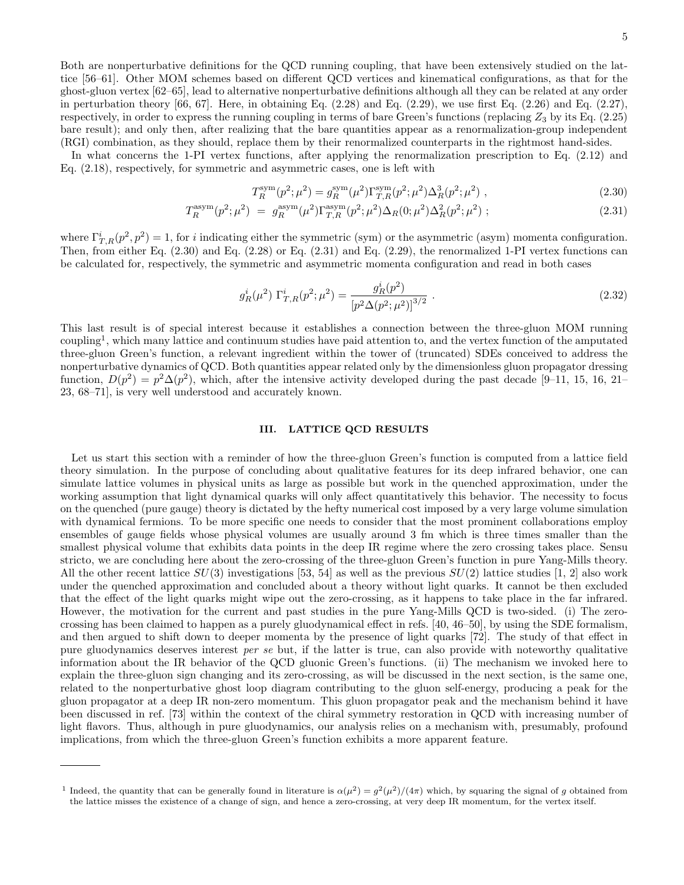Both are nonperturbative definitions for the QCD running coupling, that have been extensively studied on the lattice [56–61]. Other MOM schemes based on different QCD vertices and kinematical configurations, as that for the ghost-gluon vertex [62–65], lead to alternative nonperturbative definitions although all they can be related at any order in perturbation theory [66, 67]. Here, in obtaining Eq. (2.28) and Eq. (2.29), we use first Eq. (2.26) and Eq. (2.27), respectively, in order to express the running coupling in terms of bare Green's functions (replacing $Z_3$ by its Eq. (2.25) bare result); and only then, after realizing that the bare quantities appear as a renormalization-group independent (RGI) combination, as they should, replace them by their renormalized counterparts in the rightmost hand-sides.

In what concerns the 1-PI vertex functions, after applying the renormalization prescription to Eq. (2.12) and Eq. (2.18), respectively, for symmetric and asymmetric cases, one is left with

$$T_R^{\rm sym}(p^2;\mu^2) = g_R^{\rm sym}(\mu^2)\Gamma_{T,R}^{\rm sym}(p^2;\mu^2)\Delta_R^3(p^2;\mu^2) \ , \tag{2.30}$$

$$T_R^{\rm asym}(p^2;\mu^2) \ = \ g_R^{\rm asym}(\mu^2)\Gamma_{T,R}^{\rm asym}(p^2;\mu^2)\Delta_R(0;\mu^2)\Delta_R^2(p^2;\mu^2) \ ; \tag{2.31}$$

where $\Gamma_{T,R}^i(p^2,p^2)=1$, for $i$ indicating either the symmetric (sym) or the asymmetric (asym) momenta configuration. Then, from either Eq. (2.30) and Eq. (2.28) or Eq. (2.31) and Eq. (2.29), the renormalized 1-PI vertex functions can be calculated for, respectively, the symmetric and asymmetric momenta configuration and read in both cases

$$g_R^i(\mu^2) \ \Gamma_{T,R}^i(p^2;\mu^2) = \frac{g_R^i(p^2)}{\left[p^2\Delta(p^2;\mu^2)\right]^{3/2}} \ . \tag{2.32}$$

This last result is of special interest because it establishes a connection between the three-gluon MOM running coupling[1], which many lattice and continuum studies have paid attention to, and the vertex function of the amputated three-gluon Green's function, a relevant ingredient within the tower of (truncated) SDEs conceived to address the nonperturbative dynamics of QCD. Both quantities appear related only by the dimensionless gluon propagator dressing function, $D(p^2)=p^2\Delta(p^2)$, which, after the intensive activity developed during the past decade [9–11, 15, 16, 21–23, 68–71], is very well understood and accurately known.

## III. LATTICE QCD RESULTS

Let us start this section with a reminder of how the three-gluon Green's function is computed from a lattice field theory simulation. In the purpose of concluding about qualitative features for its deep infrared behavior, one can simulate lattice volumes in physical units as large as possible but work in the quenched approximation, under the working assumption that light dynamical quarks will only affect quantitatively this behavior. The necessity to focus on the quenched (pure gauge) theory is dictated by the hefty numerical cost imposed by a very large volume simulation with dynamical fermions. To be more specific one needs to consider that the most prominent collaborations employ ensembles of gauge fields whose physical volumes are usually around 3 fm which is three times smaller than the smallest physical volume that exhibits data points in the deep IR regime where the zero crossing takes place. Sensu stricto, we are concluding here about the zero-crossing of the three-gluon Green's function in pure Yang-Mills theory. All the other recent lattice $SU(3)$ investigations [53, 54] as well as the previous $SU(2)$ lattice studies [1, 2] also work under the quenched approximation and concluded about a theory without light quarks. It cannot be then excluded that the effect of the light quarks might wipe out the zero-crossing, as it happens to take place in the far infrared. However, the motivation for the current and past studies in the pure Yang-Mills QCD is two-sided. (i) The zero-crossing has been claimed to happen as a purely gluodynamical effect in refs. [40, 46–50], by using the SDE formalism, and then argued to shift down to deeper momenta by the presence of light quarks [72]. The study of that effect in pure gluodynamics deserves interest *per se* but, if the latter is true, can also provide with noteworthy qualitative information about the IR behavior of the QCD gluonic Green's functions. (ii) The mechanism we invoked here to explain the three-gluon sign changing and its zero-crossing, as will be discussed in the next section, is the same one, related to the nonperturbative ghost loop diagram contributing to the gluon self-energy, producing a peak for the gluon propagator at a deep IR non-zero momentum. This gluon propagator peak and the mechanism behind it have been discussed in ref. [73] within the context of the chiral symmetry restoration in QCD with increasing number of light flavors. Thus, although in pure gluodynamics, our analysis relies on a mechanism with, presumably, profound implications, from which the three-gluon Green's function exhibits a more apparent feature.

---

[1] Indeed, the quantity that can be generally found in literature is $\alpha(\mu^2)=g^2(\mu^2)/(4\pi)$ which, by squaring the signal of $g$ obtained from the lattice misses the existence of a change of sign, and hence a zero-crossing, at very deep IR momentum, for the vertex itself.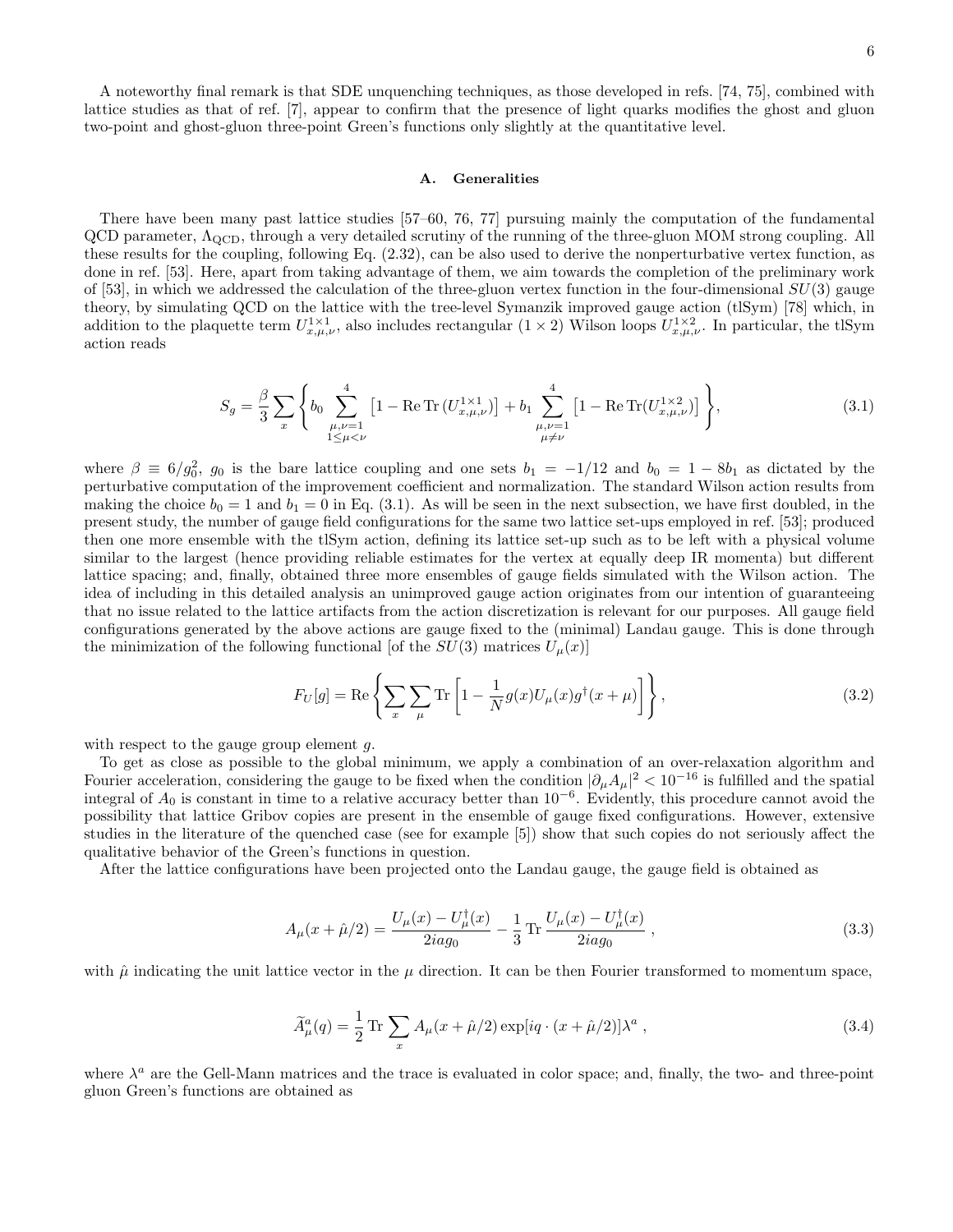A noteworthy final remark is that SDE unquenching techniques, as those developed in refs. [74, 75], combined with lattice studies as that of ref. [7], appear to confirm that the presence of light quarks modifies the ghost and gluon two-point and ghost-gluon three-point Green's functions only slightly at the quantitative level.

### A. Generalities

There have been many past lattice studies [57–60, 76, 77] pursuing mainly the computation of the fundamental QCD parameter, $\Lambda_{\rm QCD}$, through a very detailed scrutiny of the running of the three-gluon MOM strong coupling. All these results for the coupling, following Eq. (2.32), can be also used to derive the nonperturbative vertex function, as done in ref. [53]. Here, apart from taking advantage of them, we aim towards the completion of the preliminary work of [53], in which we addressed the calculation of the three-gluon vertex function in the four-dimensional $SU(3)$ gauge theory, by simulating QCD on the lattice with the tree-level Symanzik improved gauge action (tlSym) [78] which, in addition to the plaquette term $U^{1\times1}_{x,\mu,\nu}$, also includes rectangular $(1\times2)$ Wilson loops $U^{1\times2}_{x,\mu,\nu}$. In particular, the tlSym action reads

$$
S_g = \frac{\beta}{3}\sum_x \left\{ b_0 \sum_{\substack{\mu,\nu=1\\1\leq\mu<\nu}}^{4} \left[1 - \mathrm{Re}\,\mathrm{Tr}\,(U^{1\times1}_{x,\mu,\nu})\right] + b_1 \sum_{\substack{\mu,\nu=1\\\mu\neq\nu}}^{4} \left[1 - \mathrm{Re}\,\mathrm{Tr}(U^{1\times2}_{x,\mu,\nu})\right] \right\}, \tag{3.1}
$$

where $\beta \equiv 6/g_0^2$, $g_0$ is the bare lattice coupling and one sets $b_1 = -1/12$ and $b_0 = 1 - 8b_1$ as dictated by the perturbative computation of the improvement coefficient and normalization. The standard Wilson action results from making the choice $b_0 = 1$ and $b_1 = 0$ in Eq. (3.1). As will be seen in the next subsection, we have first doubled, in the present study, the number of gauge field configurations for the same two lattice set-ups employed in ref. [53]; produced then one more ensemble with the tlSym action, defining its lattice set-up such as to be left with a physical volume similar to the largest (hence providing reliable estimates for the vertex at equally deep IR momenta) but different lattice spacing; and, finally, obtained three more ensembles of gauge fields simulated with the Wilson action. The idea of including in this detailed analysis an unimproved gauge action originates from our intention of guaranteeing that no issue related to the lattice artifacts from the action discretization is relevant for our purposes. All gauge field configurations generated by the above actions are gauge fixed to the (minimal) Landau gauge. This is done through the minimization of the following functional [of the $SU(3)$ matrices $U_\mu(x)$]

$$
F_U[g] = \mathrm{Re}\left\{ \sum_x \sum_\mu \mathrm{Tr}\left[1 - \frac{1}{N} g(x) U_\mu(x) g^\dagger(x+\mu)\right]\right\}, \tag{3.2}
$$

with respect to the gauge group element $g$.

To get as close as possible to the global minimum, we apply a combination of an over-relaxation algorithm and Fourier acceleration, considering the gauge to be fixed when the condition $|\partial_\mu A_\mu|^2 < 10^{-16}$ is fulfilled and the spatial integral of $A_0$ is constant in time to a relative accuracy better than $10^{-6}$. Evidently, this procedure cannot avoid the possibility that lattice Gribov copies are present in the ensemble of gauge fixed configurations. However, extensive studies in the literature of the quenched case (see for example [5]) show that such copies do not seriously affect the qualitative behavior of the Green's functions in question.

After the lattice configurations have been projected onto the Landau gauge, the gauge field is obtained as

$$
A_\mu(x+\hat{\mu}/2) = \frac{U_\mu(x) - U_\mu^\dagger(x)}{2iag_0} - \frac{1}{3}\,\mathrm{Tr}\,\frac{U_\mu(x) - U_\mu^\dagger(x)}{2iag_0}\ , \tag{3.3}
$$

with $\hat{\mu}$ indicating the unit lattice vector in the $\mu$ direction. It can be then Fourier transformed to momentum space,

$$
\widetilde{A}^a_\mu(q) = \frac{1}{2}\,\mathrm{Tr}\sum_x A_\mu(x+\hat{\mu}/2)\exp[iq\cdot(x+\hat{\mu}/2)]\lambda^a\ , \tag{3.4}
$$

where $\lambda^a$ are the Gell-Mann matrices and the trace is evaluated in color space; and, finally, the two- and three-point gluon Green's functions are obtained as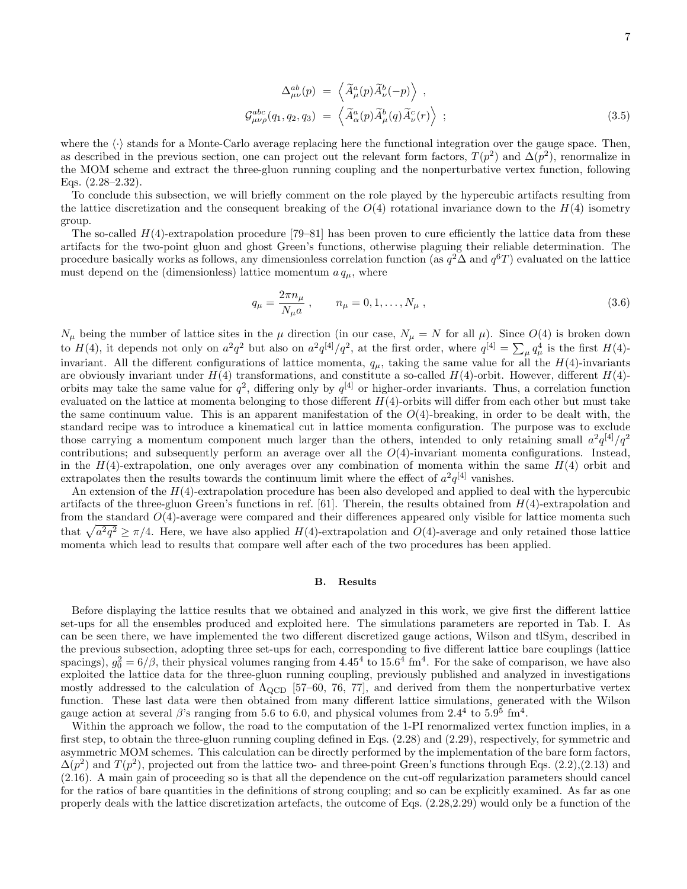$$
\begin{aligned}
\Delta^{ab}_{\mu\nu}(p) &= \left\langle \widetilde{A}^a_\mu(p)\widetilde{A}^b_\nu(-p)\right\rangle \ , \\
\mathcal{G}^{abc}_{\mu\nu\rho}(q_1,q_2,q_3) &= \left\langle \widetilde{A}^a_\alpha(p)\widetilde{A}^b_\mu(q)\widetilde{A}^c_\nu(r)\right\rangle \ ;
\end{aligned}
\tag{3.5}
$$

where the $\langle\cdot\rangle$ stands for a Monte-Carlo average replacing here the functional integration over the gauge space. Then, as described in the previous section, one can project out the relevant form factors, $T(p^2)$ and $\Delta(p^2)$, renormalize in the MOM scheme and extract the three-gluon running coupling and the nonperturbative vertex function, following Eqs. (2.28–2.32).

To conclude this subsection, we will briefly comment on the role played by the hypercubic artifacts resulting from the lattice discretization and the consequent breaking of the $O(4)$ rotational invariance down to the $H(4)$ isometry group.

The so-called $H(4)$-extrapolation procedure [79–81] has been proven to cure efficiently the lattice data from these artifacts for the two-point gluon and ghost Green's functions, otherwise plaguing their reliable determination. The procedure basically works as follows, any dimensionless correlation function (as $q^2\Delta$ and $q^6T$) evaluated on the lattice must depend on the (dimensionless) lattice momentum $a\,q_\mu$, where

$$
q_\mu = \frac{2\pi n_\mu}{N_\mu a} \ , \qquad n_\mu = 0,1,\ldots,N_\mu \ ,
\tag{3.6}
$$

$N_\mu$ being the number of lattice sites in the $\mu$ direction (in our case, $N_\mu = N$ for all $\mu$). Since $O(4)$ is broken down to $H(4)$, it depends not only on $a^2q^2$ but also on $a^2q^{[4]}/q^2$, at the first order, where $q^{[4]} = \sum_\mu q_\mu^4$ is the first $H(4)$-invariant. All the different configurations of lattice momenta, $q_\mu$, taking the same value for all the $H(4)$-invariants are obviously invariant under $H(4)$ transformations, and constitute a so-called $H(4)$-orbit. However, different $H(4)$-orbits may take the same value for $q^2$, differing only by $q^{[4]}$ or higher-order invariants. Thus, a correlation function evaluated on the lattice at momenta belonging to those different $H(4)$-orbits will differ from each other but must take the same continuum value. This is an apparent manifestation of the $O(4)$-breaking, in order to be dealt with, the standard recipe was to introduce a kinematical cut in lattice momenta configuration. The purpose was to exclude those carrying a momentum component much larger than the others, intended to only retaining small $a^2q^{[4]}/q^2$ contributions; and subsequently perform an average over all the $O(4)$-invariant momenta configurations. Instead, in the $H(4)$-extrapolation, one only averages over any combination of momenta within the same $H(4)$ orbit and extrapolates then the results towards the continuum limit where the effect of $a^2q^{[4]}$ vanishes.

An extension of the $H(4)$-extrapolation procedure has been also developed and applied to deal with the hypercubic artifacts of the three-gluon Green's functions in ref. [61]. Therein, the results obtained from $H(4)$-extrapolation and from the standard $O(4)$-average were compared and their differences appeared only visible for lattice momenta such that $\sqrt{a^2q^2} \geq \pi/4$. Here, we have also applied $H(4)$-extrapolation and $O(4)$-average and only retained those lattice momenta which lead to results that compare well after each of the two procedures has been applied.

## B. Results

Before displaying the lattice results that we obtained and analyzed in this work, we give first the different lattice set-ups for all the ensembles produced and exploited here. The simulations parameters are reported in Tab. I. As can be seen there, we have implemented the two different discretized gauge actions, Wilson and tlSym, described in the previous subsection, adopting three set-ups for each, corresponding to five different lattice bare couplings (lattice spacings), $g_0^2 = 6/\beta$, their physical volumes ranging from $4.45^4$ to $15.6^4$ fm$^4$. For the sake of comparison, we have also exploited the lattice data for the three-gluon running coupling, previously published and analyzed in investigations mostly addressed to the calculation of $\Lambda_{\rm QCD}$ [57–60, 76, 77], and derived from them the nonperturbative vertex function. These last data were then obtained from many different lattice simulations, generated with the Wilson gauge action at several $\beta$'s ranging from 5.6 to 6.0, and physical volumes from $2.4^4$ to $5.9^5$ fm$^4$.

Within the approach we follow, the road to the computation of the 1-PI renormalized vertex function implies, in a first step, to obtain the three-gluon running coupling defined in Eqs. (2.28) and (2.29), respectively, for symmetric and asymmetric MOM schemes. This calculation can be directly performed by the implementation of the bare form factors, $\Delta(p^2)$ and $T(p^2)$, projected out from the lattice two- and three-point Green's functions through Eqs. (2.2),(2.13) and (2.16). A main gain of proceeding so is that all the dependence on the cut-off regularization parameters should cancel for the ratios of bare quantities in the definitions of strong coupling; and so can be explicitly examined. As far as one properly deals with the lattice discretization artefacts, the outcome of Eqs. (2.28,2.29) would only be a function of the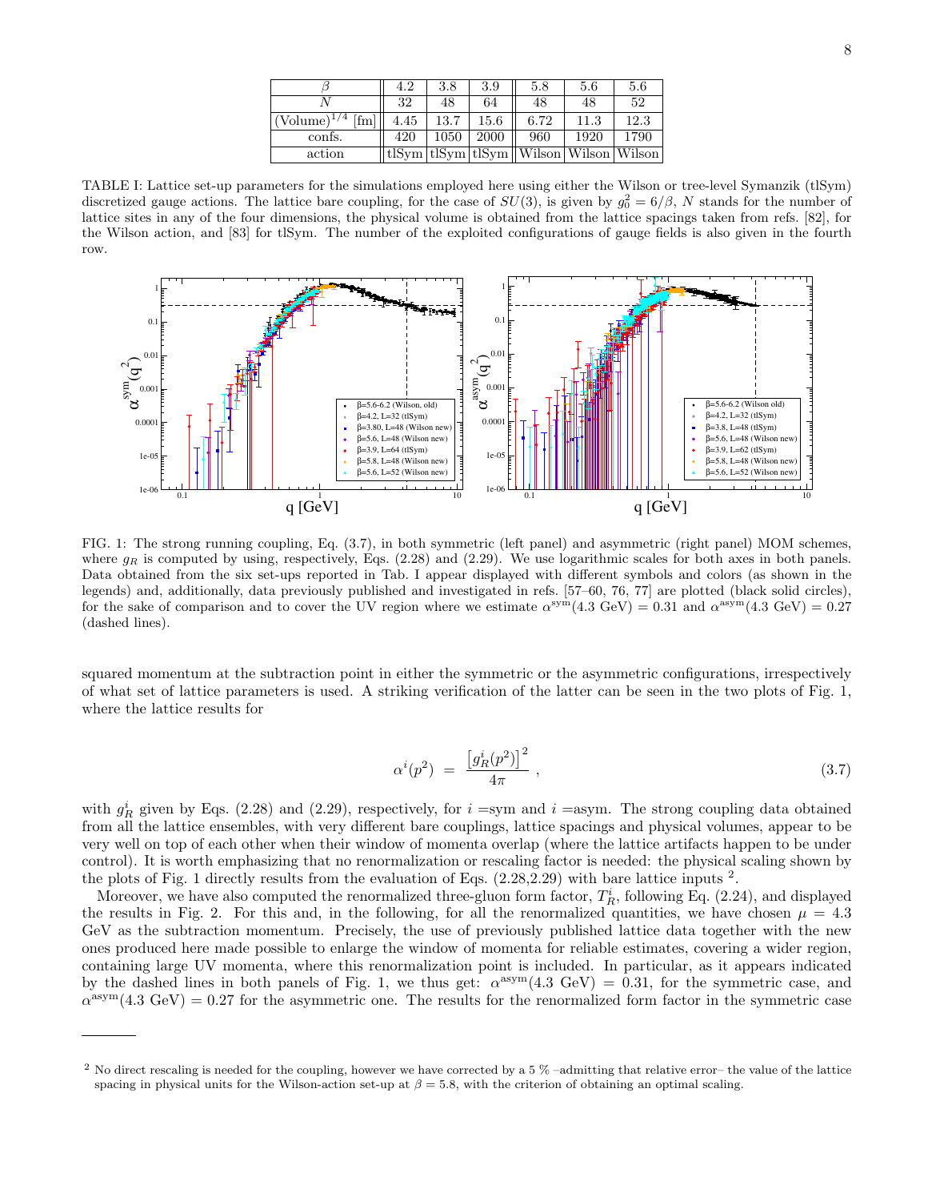| $\beta$ | 4.2 | 3.8 | 3.9 | 5.8 | 5.6 | 5.6 |
|---|---|---|---|---|---|---|
| $N$ | 32 | 48 | 64 | 48 | 48 | 52 |
| $(\text{Volume})^{1/4}$ [fm] | 4.45 | 13.7 | 15.6 | 6.72 | 11.3 | 12.3 |
| confs. | 420 | 1050 | 2000 | 960 | 1920 | 1790 |
| action | tlSym | tlSym | tlSym | Wilson | Wilson | Wilson |

TABLE I: Lattice set-up parameters for the simulations employed here using either the Wilson or tree-level Symanzik (tlSym) discretized gauge actions. The lattice bare coupling, for the case of $SU(3)$, is given by $g_0^2 = 6/\beta$, $N$ stands for the number of lattice sites in any of the four dimensions, the physical volume is obtained from the lattice spacings taken from refs. [82], for the Wilson action, and [83] for tlSym. The number of the exploited configurations of gauge fields is also given in the fourth row.

FIG. 1: The strong running coupling, Eq. (3.7), in both symmetric (left panel) and asymmetric (right panel) MOM schemes, where $g_R$ is computed by using, respectively, Eqs. (2.28) and (2.29). We use logarithmic scales for both axes in both panels. Data obtained from the six set-ups reported in Tab. I appear displayed with different symbols and colors (as shown in the legends) and, additionally, data previously published and investigated in refs. [57–60, 76, 77] are plotted (black solid circles), for the sake of comparison and to cover the UV region where we estimate $\alpha^{\rm sym}(4.3 \text{ GeV}) = 0.31$ and $\alpha^{\rm asym}(4.3 \text{ GeV}) = 0.27$ (dashed lines).

squared momentum at the subtraction point in either the symmetric or the asymmetric configurations, irrespectively of what set of lattice parameters is used. A striking verification of the latter can be seen in the two plots of Fig. 1, where the lattice results for

$$\alpha^i(p^2) \;=\; \frac{\left[g_R^i(p^2)\right]^2}{4\pi} \;, \tag{3.7}$$

with $g_R^i$ given by Eqs. (2.28) and (2.29), respectively, for $i$ =sym and $i$ =asym. The strong coupling data obtained from all the lattice ensembles, with very different bare couplings, lattice spacings and physical volumes, appear to be very well on top of each other when their window of momenta overlap (where the lattice artifacts happen to be under control). It is worth emphasizing that no renormalization or rescaling factor is needed: the physical scaling shown by the plots of Fig. 1 directly results from the evaluation of Eqs. (2.28,2.29) with bare lattice inputs [2].

Moreover, we have also computed the renormalized three-gluon form factor, $T_R^i$, following Eq. (2.24), and displayed the results in Fig. 2. For this and, in the following, for all the renormalized quantities, we have chosen $\mu = 4.3$ GeV as the subtraction momentum. Precisely, the use of previously published lattice data together with the new ones produced here made possible to enlarge the window of momenta for reliable estimates, covering a wider region, containing large UV momenta, where this renormalization point is included. In particular, as it appears indicated by the dashed lines in both panels of Fig. 1, we thus get: $\alpha^{\rm asym}(4.3 \text{ GeV}) = 0.31$, for the symmetric case, and $\alpha^{\rm asym}(4.3 \text{ GeV}) = 0.27$ for the asymmetric one. The results for the renormalized form factor in the symmetric case

---

[2] No direct rescaling is needed for the coupling, however we have corrected by a 5 % –admitting that relative error– the value of the lattice spacing in physical units for the Wilson-action set-up at $\beta = 5.8$, with the criterion of obtaining an optimal scaling.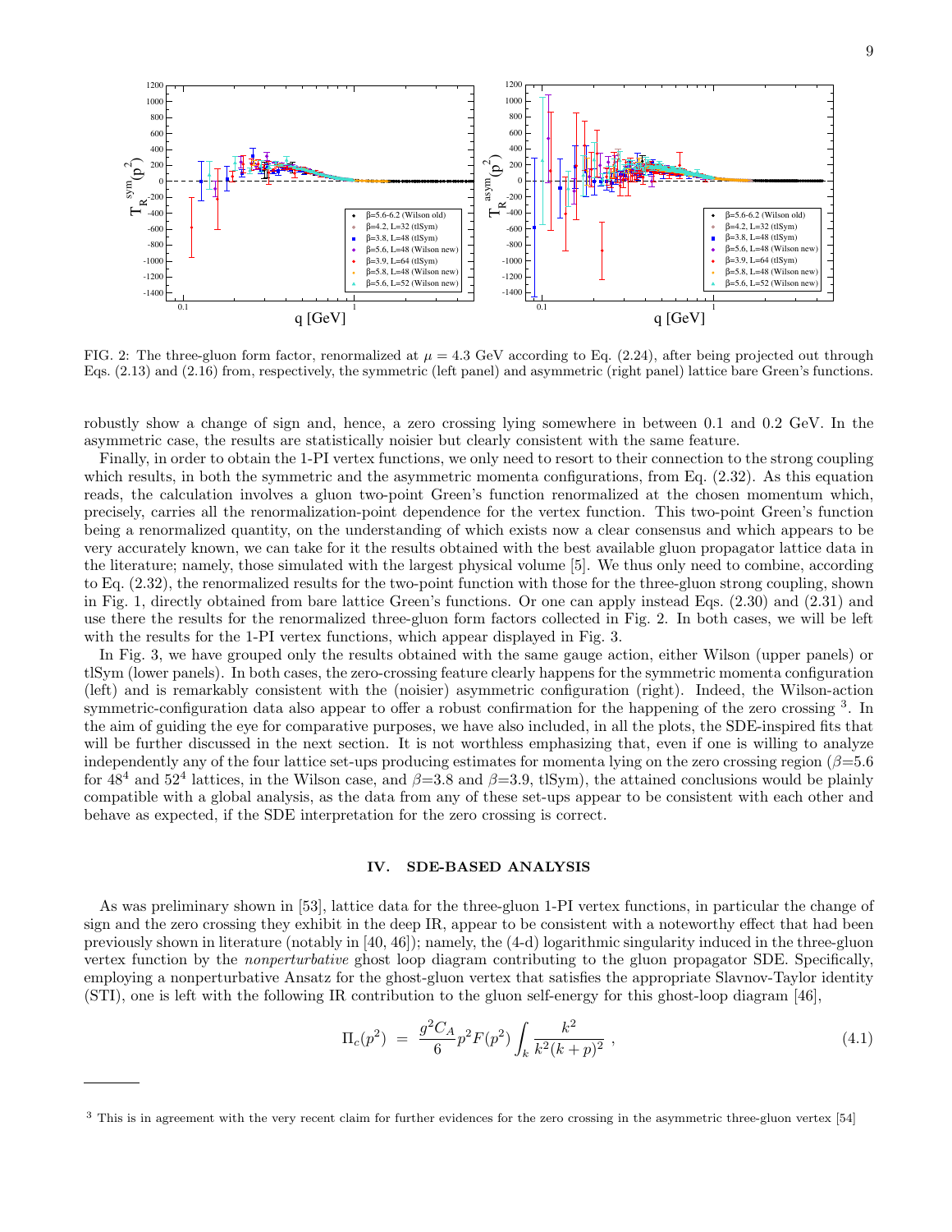FIG. 2: The three-gluon form factor, renormalized at $\mu = 4.3$ GeV according to Eq. (2.24), after being projected out through Eqs. (2.13) and (2.16) from, respectively, the symmetric (left panel) and asymmetric (right panel) lattice bare Green's functions.

robustly show a change of sign and, hence, a zero crossing lying somewhere in between 0.1 and 0.2 GeV. In the asymmetric case, the results are statistically noisier but clearly consistent with the same feature.

Finally, in order to obtain the 1-PI vertex functions, we only need to resort to their connection to the strong coupling which results, in both the symmetric and the asymmetric momenta configurations, from Eq. (2.32). As this equation reads, the calculation involves a gluon two-point Green's function renormalized at the chosen momentum which, precisely, carries all the renormalization-point dependence for the vertex function. This two-point Green's function being a renormalized quantity, on the understanding of which exists now a clear consensus and which appears to be very accurately known, we can take for it the results obtained with the best available gluon propagator lattice data in the literature; namely, those simulated with the largest physical volume [5]. We thus only need to combine, according to Eq. (2.32), the renormalized results for the two-point function with those for the three-gluon strong coupling, shown in Fig. 1, directly obtained from bare lattice Green's functions. Or one can apply instead Eqs. (2.30) and (2.31) and use there the results for the renormalized three-gluon form factors collected in Fig. 2. In both cases, we will be left with the results for the 1-PI vertex functions, which appear displayed in Fig. 3.

In Fig. 3, we have grouped only the results obtained with the same gauge action, either Wilson (upper panels) or tlSym (lower panels). In both cases, the zero-crossing feature clearly happens for the symmetric momenta configuration (left) and is remarkably consistent with the (noisier) asymmetric configuration (right). Indeed, the Wilson-action symmetric-configuration data also appear to offer a robust confirmation for the happening of the zero crossing [3]. In the aim of guiding the eye for comparative purposes, we have also included, in all the plots, the SDE-inspired fits that will be further discussed in the next section. It is not worthless emphasizing that, even if one is willing to analyze independently any of the four lattice set-ups producing estimates for momenta lying on the zero crossing region ($\beta$=5.6 for $48^4$ and $52^4$ lattices, in the Wilson case, and $\beta$=3.8 and $\beta$=3.9, tlSym), the attained conclusions would be plainly compatible with a global analysis, as the data from any of these set-ups appear to be consistent with each other and behave as expected, if the SDE interpretation for the zero crossing is correct.

## IV. SDE-BASED ANALYSIS

As was preliminary shown in [53], lattice data for the three-gluon 1-PI vertex functions, in particular the change of sign and the zero crossing they exhibit in the deep IR, appear to be consistent with a noteworthy effect that had been previously shown in literature (notably in [40, 46]); namely, the (4-d) logarithmic singularity induced in the three-gluon vertex function by the *nonperturbative* ghost loop diagram contributing to the gluon propagator SDE. Specifically, employing a nonperturbative Ansatz for the ghost-gluon vertex that satisfies the appropriate Slavnov-Taylor identity (STI), one is left with the following IR contribution to the gluon self-energy for this ghost-loop diagram [46],

$$\Pi_c(p^2) \;=\; \frac{g^2 C_A}{6} p^2 F(p^2) \int_k \frac{k^2}{k^2(k+p)^2} \;, \tag{4.1}$$

[3] This is in agreement with the very recent claim for further evidences for the zero crossing in the asymmetric three-gluon vertex [54]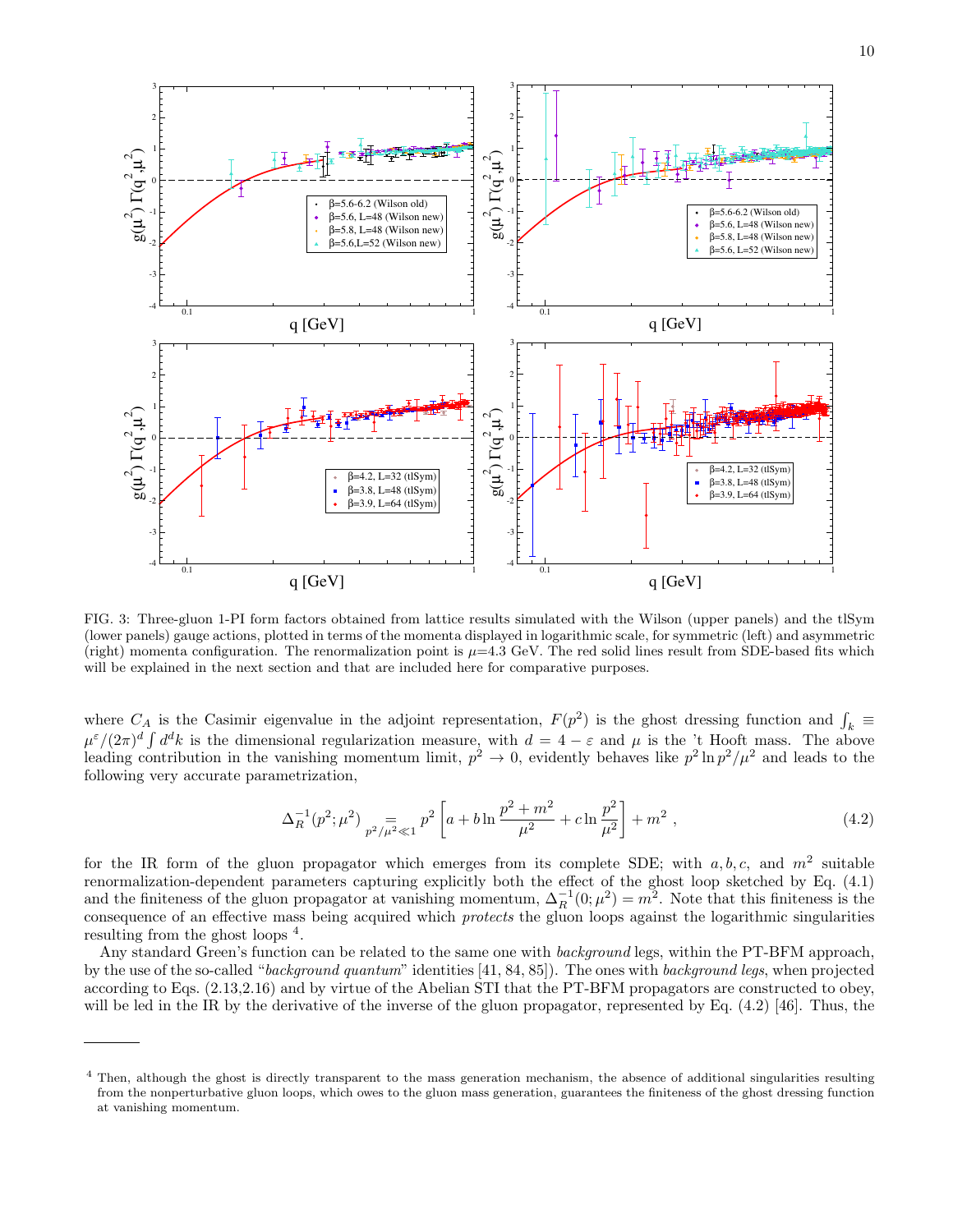FIG. 3: Three-gluon 1-PI form factors obtained from lattice results simulated with the Wilson (upper panels) and the tlSym (lower panels) gauge actions, plotted in terms of the momenta displayed in logarithmic scale, for symmetric (left) and asymmetric (right) momenta configuration. The renormalization point is $\mu$=4.3 GeV. The red solid lines result from SDE-based fits which will be explained in the next section and that are included here for comparative purposes.

where $C_A$ is the Casimir eigenvalue in the adjoint representation, $F(p^2)$ is the ghost dressing function and $\int_k \equiv \mu^\varepsilon/(2\pi)^d \int d^dk$ is the dimensional regularization measure, with $d = 4 - \varepsilon$ and $\mu$ is the 't Hooft mass. The above leading contribution in the vanishing momentum limit, $p^2 \to 0$, evidently behaves like $p^2 \ln p^2/\mu^2$ and leads to the following very accurate parametrization,

$$
\Delta_R^{-1}(p^2;\mu^2) \underset{p^2/\mu^2 \ll 1}{=} p^2 \left[ a + b \ln \frac{p^2+m^2}{\mu^2} + c \ln \frac{p^2}{\mu^2} \right] + m^2 \;, \tag{4.2}
$$

for the IR form of the gluon propagator which emerges from its complete SDE; with $a, b, c,$ and $m^2$ suitable renormalization-dependent parameters capturing explicitly both the effect of the ghost loop sketched by Eq. (4.1) and the finiteness of the gluon propagator at vanishing momentum, $\Delta_R^{-1}(0;\mu^2) = m^2$. Note that this finiteness is the consequence of an effective mass being acquired which *protects* the gluon loops against the logarithmic singularities resulting from the ghost loops [4].

Any standard Green's function can be related to the same one with *background* legs, within the PT-BFM approach, by the use of the so-called "*background quantum*" identities [41, 84, 85]). The ones with *background legs*, when projected according to Eqs. (2.13,2.16) and by virtue of the Abelian STI that the PT-BFM propagators are constructed to obey, will be led in the IR by the derivative of the inverse of the gluon propagator, represented by Eq. (4.2) [46]. Thus, the

[4] Then, although the ghost is directly transparent to the mass generation mechanism, the absence of additional singularities resulting from the nonperturbative gluon loops, which owes to the gluon mass generation, guarantees the finiteness of the ghost dressing function at vanishing momentum.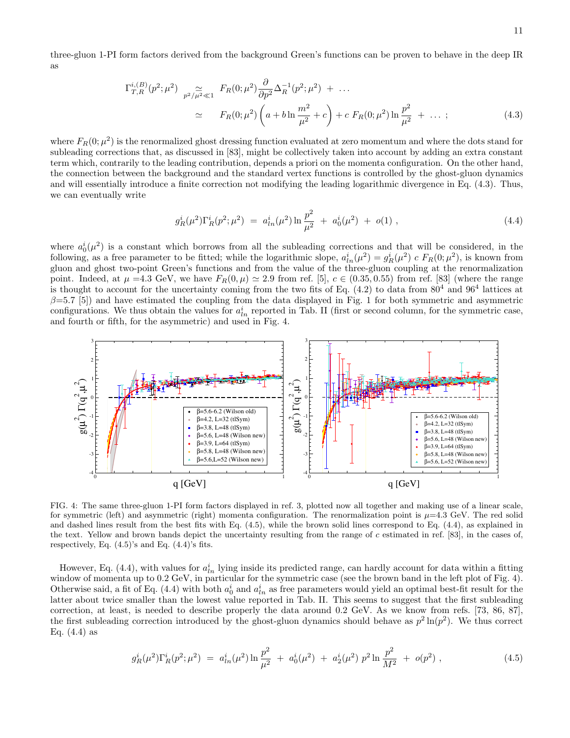three-gluon 1-PI form factors derived from the background Green's functions can be proven to behave in the deep IR as

$$
\begin{aligned}
\Gamma^{i,(B)}_{T,R}(p^2;\mu^2) \;\; &\underset{p^2/\mu^2 \ll 1}{\simeq} \;\; F_R(0;\mu^2) \frac{\partial}{\partial p^2} \Delta_R^{-1}(p^2;\mu^2) \; + \; \ldots \\
&\simeq \;\; F_R(0;\mu^2) \left( a + b \ln \frac{m^2}{\mu^2} + c \right) + c \; F_R(0;\mu^2) \ln \frac{p^2}{\mu^2} \; + \; \ldots \; ;
\end{aligned}
\tag{4.3}
$$

where $F_R(0;\mu^2)$ is the renormalized ghost dressing function evaluated at zero momentum and where the dots stand for subleading corrections that, as discussed in [83], might be collectively taken into account by adding an extra constant term which, contrarily to the leading contribution, depends a priori on the momenta configuration. On the other hand, the connection between the background and the standard vertex functions is controlled by the ghost-gluon dynamics and will essentially introduce a finite correction not modifying the leading logarithmic divergence in Eq. (4.3). Thus, we can eventually write

$$
g^i_R(\mu^2) \Gamma^i_R(p^2;\mu^2) \; = \; a^i_{ln}(\mu^2) \ln \frac{p^2}{\mu^2} \; + \; a^i_0(\mu^2) \; + \; o(1) \; , \tag{4.4}
$$

where $a^i_0(\mu^2)$ is a constant which borrows from all the subleading corrections and that will be considered, in the following, as a free parameter to be fitted; while the logarithmic slope, $a^i_{ln}(\mu^2) = g^i_R(\mu^2) \; c \; F_R(0;\mu^2)$, is known from gluon and ghost two-point Green's functions and from the value of the three-gluon coupling at the renormalization point. Indeed, at $\mu$ =4.3 GeV, we have $F_R(0,\mu) \simeq 2.9$ from ref. [5], $c \in (0.35, 0.55)$ from ref. [83] (where the range is thought to account for the uncertainty coming from the two fits of Eq. (4.2) to data from $80^4$ and $96^4$ lattices at $\beta$=5.7 [5]) and have estimated the coupling from the data displayed in Fig. 1 for both symmetric and asymmetric configurations. We thus obtain the values for $a^i_{ln}$ reported in Tab. II (first or second column, for the symmetric case, and fourth or fifth, for the asymmetric) and used in Fig. 4.

FIG. 4: The same three-gluon 1-PI form factors displayed in ref. 3, plotted now all together and making use of a linear scale, for symmetric (left) and asymmetric (right) momenta configuration. The renormalization point is $\mu$=4.3 GeV. The red solid and dashed lines result from the best fits with Eq. (4.5), while the brown solid lines correspond to Eq. (4.4), as explained in the text. Yellow and brown bands depict the uncertainty resulting from the range of $c$ estimated in ref. [83], in the cases of, respectively, Eq. (4.5)'s and Eq. (4.4)'s fits.

However, Eq. (4.4), with values for $a^i_{ln}$ lying inside its predicted range, can hardly account for data within a fitting window of momenta up to 0.2 GeV, in particular for the symmetric case (see the brown band in the left plot of Fig. 4). Otherwise said, a fit of Eq. (4.4) with both $a^i_0$ and $a^i_{ln}$ as free parameters would yield an optimal best-fit result for the latter about twice smaller than the lowest value reported in Tab. II. This seems to suggest that the first subleading correction, at least, is needed to describe properly the data around 0.2 GeV. As we know from refs. [73, 86, 87], the first subleading correction introduced by the ghost-gluon dynamics should behave as $p^2 \ln(p^2)$. We thus correct Eq. (4.4) as

$$
g^i_R(\mu^2) \Gamma^i_R(p^2;\mu^2) \; = \; a^i_{ln}(\mu^2) \ln \frac{p^2}{\mu^2} \; + \; a^i_0(\mu^2) \; + \; a^i_2(\mu^2) \; p^2 \ln \frac{p^2}{M^2} \; + \; o(p^2) \; , \tag{4.5}
$$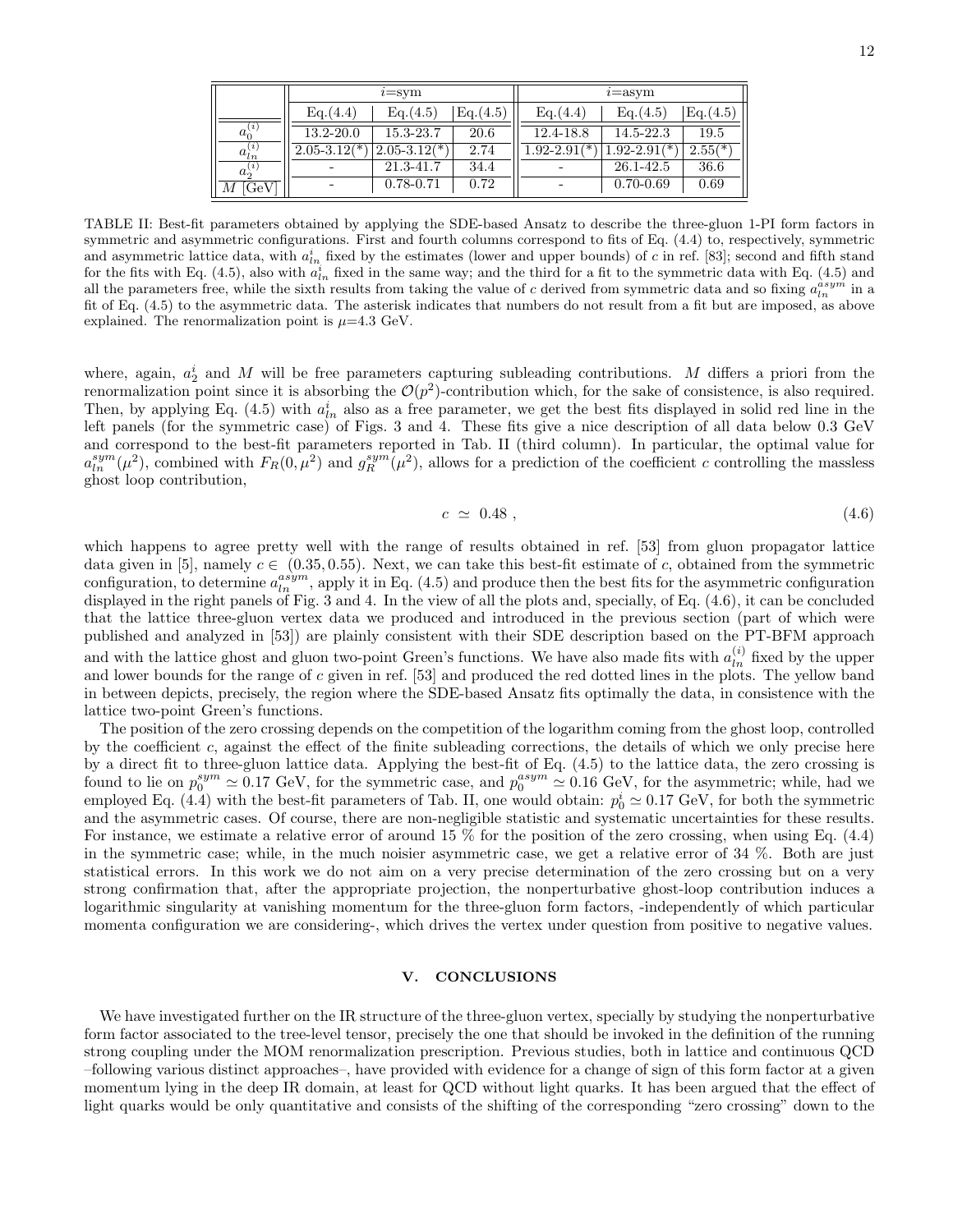| | $i$=sym | | | $i$=asym | | |
|---|---|---|---|---|---|---|
| | Eq.(4.4) | Eq.(4.5) | Eq.(4.5) | Eq.(4.4) | Eq.(4.5) | Eq.(4.5) |
| $a_0^{(i)}$ | 13.2-20.0 | 15.3-23.7 | 20.6 | 12.4-18.8 | 14.5-22.3 | 19.5 |
| $a_{ln}^{(i)}$ | 2.05-3.12(*) | 2.05-3.12(*) | 2.74 | 1.92-2.91(*) | 1.92-2.91(*) | 2.55(*) |
| $a_2^{(i)}$ | - | 21.3-41.7 | 34.4 | - | 26.1-42.5 | 36.6 |
| $M$ [GeV] | - | 0.78-0.71 | 0.72 | - | 0.70-0.69 | 0.69 |

TABLE II: Best-fit parameters obtained by applying the SDE-based Ansatz to describe the three-gluon 1-PI form factors in symmetric and asymmetric configurations. First and fourth columns correspond to fits of Eq. (4.4) to, respectively, symmetric and asymmetric lattice data, with $a_{ln}^i$ fixed by the estimates (lower and upper bounds) of $c$ in ref. [83]; second and fifth stand for the fits with Eq. (4.5), also with $a_{ln}^i$ fixed in the same way; and the third for a fit to the symmetric data with Eq. (4.5) and all the parameters free, while the sixth results from taking the value of $c$ derived from symmetric data and so fixing $a_{ln}^{asym}$ in a fit of Eq. (4.5) to the asymmetric data. The asterisk indicates that numbers do not result from a fit but are imposed, as above explained. The renormalization point is $\mu$=4.3 GeV.

where, again, $a_2^i$ and $M$ will be free parameters capturing subleading contributions. $M$ differs a priori from the renormalization point since it is absorbing the $\mathcal{O}(p^2)$-contribution which, for the sake of consistence, is also required. Then, by applying Eq. (4.5) with $a_{ln}^i$ also as a free parameter, we get the best fits displayed in solid red line in the left panels (for the symmetric case) of Figs. 3 and 4. These fits give a nice description of all data below 0.3 GeV and correspond to the best-fit parameters reported in Tab. II (third column). In particular, the optimal value for $a_{ln}^{sym}(\mu^2)$, combined with $F_R(0,\mu^2)$ and $g_R^{sym}(\mu^2)$, allows for a prediction of the coefficient $c$ controlling the massless ghost loop contribution,

$$c \simeq 0.48 , \tag{4.6}$$

which happens to agree pretty well with the range of results obtained in ref. [53] from gluon propagator lattice data given in [5], namely $c \in (0.35, 0.55)$. Next, we can take this best-fit estimate of $c$, obtained from the symmetric configuration, to determine $a_{ln}^{asym}$, apply it in Eq. (4.5) and produce then the best fits for the asymmetric configuration displayed in the right panels of Fig. 3 and 4. In the view of all the plots and, specially, of Eq. (4.6), it can be concluded that the lattice three-gluon vertex data we produced and introduced in the previous section (part of which were published and analyzed in [53]) are plainly consistent with their SDE description based on the PT-BFM approach and with the lattice ghost and gluon two-point Green's functions. We have also made fits with $a_{ln}^{(i)}$ fixed by the upper and lower bounds for the range of $c$ given in ref. [53] and produced the red dotted lines in the plots. The yellow band in between depicts, precisely, the region where the SDE-based Ansatz fits optimally the data, in consistence with the lattice two-point Green's functions.

The position of the zero crossing depends on the competition of the logarithm coming from the ghost loop, controlled by the coefficient $c$, against the effect of the finite subleading corrections, the details of which we only precise here by a direct fit to three-gluon lattice data. Applying the best-fit of Eq. (4.5) to the lattice data, the zero crossing is found to lie on $p_0^{sym} \simeq 0.17$ GeV, for the symmetric case, and $p_0^{asym} \simeq 0.16$ GeV, for the asymmetric; while, had we employed Eq. (4.4) with the best-fit parameters of Tab. II, one would obtain: $p_0^i \simeq 0.17$ GeV, for both the symmetric and the asymmetric cases. Of course, there are non-negligible statistic and systematic uncertainties for these results. For instance, we estimate a relative error of around 15 % for the position of the zero crossing, when using Eq. (4.4) in the symmetric case; while, in the much noisier asymmetric case, we get a relative error of 34 %. Both are just statistical errors. In this work we do not aim on a very precise determination of the zero crossing but on a very strong confirmation that, after the appropriate projection, the nonperturbative ghost-loop contribution induces a logarithmic singularity at vanishing momentum for the three-gluon form factors, -independently of which particular momenta configuration we are considering-, which drives the vertex under question from positive to negative values.

## V. CONCLUSIONS

We have investigated further on the IR structure of the three-gluon vertex, specially by studying the nonperturbative form factor associated to the tree-level tensor, precisely the one that should be invoked in the definition of the running strong coupling under the MOM renormalization prescription. Previous studies, both in lattice and continuous QCD –following various distinct approaches–, have provided with evidence for a change of sign of this form factor at a given momentum lying in the deep IR domain, at least for QCD without light quarks. It has been argued that the effect of light quarks would be only quantitative and consists of the shifting of the corresponding "zero crossing" down to the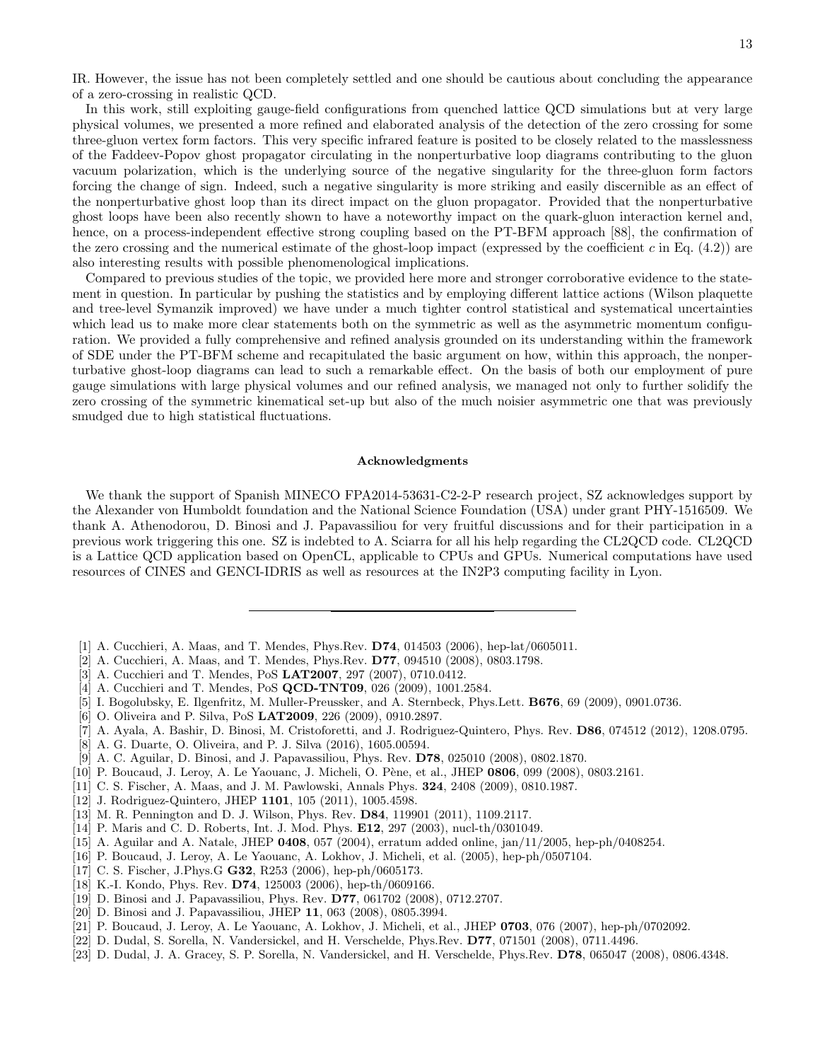IR. However, the issue has not been completely settled and one should be cautious about concluding the appearance of a zero-crossing in realistic QCD.

In this work, still exploiting gauge-field configurations from quenched lattice QCD simulations but at very large physical volumes, we presented a more refined and elaborated analysis of the detection of the zero crossing for some three-gluon vertex form factors. This very specific infrared feature is posited to be closely related to the masslessness of the Faddeev-Popov ghost propagator circulating in the nonperturbative loop diagrams contributing to the gluon vacuum polarization, which is the underlying source of the negative singularity for the three-gluon form factors forcing the change of sign. Indeed, such a negative singularity is more striking and easily discernible as an effect of the nonperturbative ghost loop than its direct impact on the gluon propagator. Provided that the nonperturbative ghost loops have been also recently shown to have a noteworthy impact on the quark-gluon interaction kernel and, hence, on a process-independent effective strong coupling based on the PT-BFM approach [88], the confirmation of the zero crossing and the numerical estimate of the ghost-loop impact (expressed by the coefficient $c$ in Eq. (4.2)) are also interesting results with possible phenomenological implications.

Compared to previous studies of the topic, we provided here more and stronger corroborative evidence to the statement in question. In particular by pushing the statistics and by employing different lattice actions (Wilson plaquette and tree-level Symanzik improved) we have under a much tighter control statistical and systematical uncertainties which lead us to make more clear statements both on the symmetric as well as the asymmetric momentum configuration. We provided a fully comprehensive and refined analysis grounded on its understanding within the framework of SDE under the PT-BFM scheme and recapitulated the basic argument on how, within this approach, the nonperturbative ghost-loop diagrams can lead to such a remarkable effect. On the basis of both our employment of pure gauge simulations with large physical volumes and our refined analysis, we managed not only to further solidify the zero crossing of the symmetric kinematical set-up but also of the much noisier asymmetric one that was previously smudged due to high statistical fluctuations.

## Acknowledgments

We thank the support of Spanish MINECO FPA2014-53631-C2-2-P research project, SZ acknowledges support by the Alexander von Humboldt foundation and the National Science Foundation (USA) under grant PHY-1516509. We thank A. Athenodorou, D. Binosi and J. Papavassiliou for very fruitful discussions and for their participation in a previous work triggering this one. SZ is indebted to A. Sciarra for all his help regarding the CL2QCD code. CL2QCD is a Lattice QCD application based on OpenCL, applicable to CPUs and GPUs. Numerical computations have used resources of CINES and GENCI-IDRIS as well as resources at the IN2P3 computing facility in Lyon.

---

[1] A. Cucchieri, A. Maas, and T. Mendes, Phys.Rev. **D74**, 014503 (2006), hep-lat/0605011.
[2] A. Cucchieri, A. Maas, and T. Mendes, Phys.Rev. **D77**, 094510 (2008), 0803.1798.
[3] A. Cucchieri and T. Mendes, PoS **LAT2007**, 297 (2007), 0710.0412.
[4] A. Cucchieri and T. Mendes, PoS **QCD-TNT09**, 026 (2009), 1001.2584.
[5] I. Bogolubsky, E. Ilgenfritz, M. Muller-Preussker, and A. Sternbeck, Phys.Lett. **B676**, 69 (2009), 0901.0736.
[6] O. Oliveira and P. Silva, PoS **LAT2009**, 226 (2009), 0910.2897.
[7] A. Ayala, A. Bashir, D. Binosi, M. Cristoforetti, and J. Rodriguez-Quintero, Phys. Rev. **D86**, 074512 (2012), 1208.0795.
[8] A. G. Duarte, O. Oliveira, and P. J. Silva (2016), 1605.00594.
[9] A. C. Aguilar, D. Binosi, and J. Papavassiliou, Phys. Rev. **D78**, 025010 (2008), 0802.1870.
[10] P. Boucaud, J. Leroy, A. Le Yaouanc, J. Micheli, O. Pène, et al., JHEP **0806**, 099 (2008), 0803.2161.
[11] C. S. Fischer, A. Maas, and J. M. Pawlowski, Annals Phys. **324**, 2408 (2009), 0810.1987.
[12] J. Rodriguez-Quintero, JHEP **1101**, 105 (2011), 1005.4598.
[13] M. R. Pennington and D. J. Wilson, Phys. Rev. **D84**, 119901 (2011), 1109.2117.
[14] P. Maris and C. D. Roberts, Int. J. Mod. Phys. **E12**, 297 (2003), nucl-th/0301049.
[15] A. Aguilar and A. Natale, JHEP **0408**, 057 (2004), erratum added online, jan/11/2005, hep-ph/0408254.
[16] P. Boucaud, J. Leroy, A. Le Yaouanc, A. Lokhov, J. Micheli, et al. (2005), hep-ph/0507104.
[17] C. S. Fischer, J.Phys.G **G32**, R253 (2006), hep-ph/0605173.
[18] K.-I. Kondo, Phys. Rev. **D74**, 125003 (2006), hep-th/0609166.
[19] D. Binosi and J. Papavassiliou, Phys. Rev. **D77**, 061702 (2008), 0712.2707.
[20] D. Binosi and J. Papavassiliou, JHEP **11**, 063 (2008), 0805.3994.
[21] P. Boucaud, J. Leroy, A. Le Yaouanc, A. Lokhov, J. Micheli, et al., JHEP **0703**, 076 (2007), hep-ph/0702092.
[22] D. Dudal, S. Sorella, N. Vandersickel, and H. Verschelde, Phys.Rev. **D77**, 071501 (2008), 0711.4496.
[23] D. Dudal, J. A. Gracey, S. P. Sorella, N. Vandersickel, and H. Verschelde, Phys.Rev. **D78**, 065047 (2008), 0806.4348.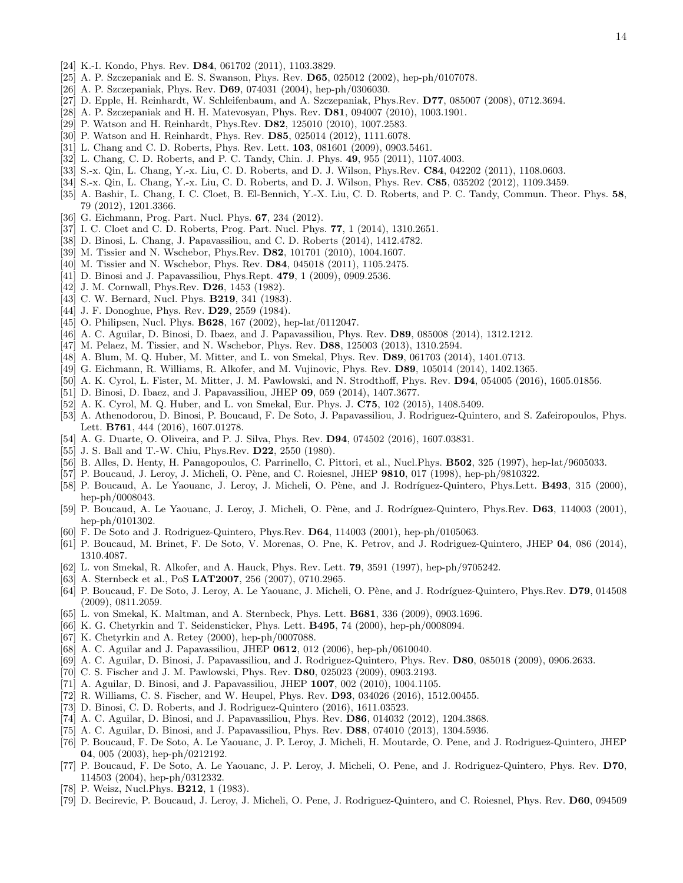[24] K.-I. Kondo, Phys. Rev. **D84**, 061702 (2011), 1103.3829.
[25] A. P. Szczepaniak and E. S. Swanson, Phys. Rev. **D65**, 025012 (2002), hep-ph/0107078.
[26] A. P. Szczepaniak, Phys. Rev. **D69**, 074031 (2004), hep-ph/0306030.
[27] D. Epple, H. Reinhardt, W. Schleifenbaum, and A. Szczepaniak, Phys.Rev. **D77**, 085007 (2008), 0712.3694.
[28] A. P. Szczepaniak and H. H. Matevosyan, Phys. Rev. **D81**, 094007 (2010), 1003.1901.
[29] P. Watson and H. Reinhardt, Phys.Rev. **D82**, 125010 (2010), 1007.2583.
[30] P. Watson and H. Reinhardt, Phys. Rev. **D85**, 025014 (2012), 1111.6078.
[31] L. Chang and C. D. Roberts, Phys. Rev. Lett. **103**, 081601 (2009), 0903.5461.
[32] L. Chang, C. D. Roberts, and P. C. Tandy, Chin. J. Phys. **49**, 955 (2011), 1107.4003.
[33] S.-x. Qin, L. Chang, Y.-x. Liu, C. D. Roberts, and D. J. Wilson, Phys.Rev. **C84**, 042202 (2011), 1108.0603.
[34] S.-x. Qin, L. Chang, Y.-x. Liu, C. D. Roberts, and D. J. Wilson, Phys. Rev. **C85**, 035202 (2012), 1109.3459.
[35] A. Bashir, L. Chang, I. C. Cloet, B. El-Bennich, Y.-X. Liu, C. D. Roberts, and P. C. Tandy, Commun. Theor. Phys. **58**, 79 (2012), 1201.3366.
[36] G. Eichmann, Prog. Part. Nucl. Phys. **67**, 234 (2012).
[37] I. C. Cloet and C. D. Roberts, Prog. Part. Nucl. Phys. **77**, 1 (2014), 1310.2651.
[38] D. Binosi, L. Chang, J. Papavassiliou, and C. D. Roberts (2014), 1412.4782.
[39] M. Tissier and N. Wschebor, Phys.Rev. **D82**, 101701 (2010), 1004.1607.
[40] M. Tissier and N. Wschebor, Phys. Rev. **D84**, 045018 (2011), 1105.2475.
[41] D. Binosi and J. Papavassiliou, Phys.Rept. **479**, 1 (2009), 0909.2536.
[42] J. M. Cornwall, Phys.Rev. **D26**, 1453 (1982).
[43] C. W. Bernard, Nucl. Phys. **B219**, 341 (1983).
[44] J. F. Donoghue, Phys. Rev. **D29**, 2559 (1984).
[45] O. Philipsen, Nucl. Phys. **B628**, 167 (2002), hep-lat/0112047.
[46] A. C. Aguilar, D. Binosi, D. Ibaez, and J. Papavassiliou, Phys. Rev. **D89**, 085008 (2014), 1312.1212.
[47] M. Pelaez, M. Tissier, and N. Wschebor, Phys. Rev. **D88**, 125003 (2013), 1310.2594.
[48] A. Blum, M. Q. Huber, M. Mitter, and L. von Smekal, Phys. Rev. **D89**, 061703 (2014), 1401.0713.
[49] G. Eichmann, R. Williams, R. Alkofer, and M. Vujinovic, Phys. Rev. **D89**, 105014 (2014), 1402.1365.
[50] A. K. Cyrol, L. Fister, M. Mitter, J. M. Pawlowski, and N. Strodthoff, Phys. Rev. **D94**, 054005 (2016), 1605.01856.
[51] D. Binosi, D. Ibaez, and J. Papavassiliou, JHEP **09**, 059 (2014), 1407.3677.
[52] A. K. Cyrol, M. Q. Huber, and L. von Smekal, Eur. Phys. J. **C75**, 102 (2015), 1408.5409.
[53] A. Athenodorou, D. Binosi, P. Boucaud, F. De Soto, J. Papavassiliou, J. Rodriguez-Quintero, and S. Zafeiropoulos, Phys. Lett. **B761**, 444 (2016), 1607.01278.
[54] A. G. Duarte, O. Oliveira, and P. J. Silva, Phys. Rev. **D94**, 074502 (2016), 1607.03831.
[55] J. S. Ball and T.-W. Chiu, Phys.Rev. **D22**, 2550 (1980).
[56] B. Alles, D. Henty, H. Panagopoulos, C. Parrinello, C. Pittori, et al., Nucl.Phys. **B502**, 325 (1997), hep-lat/9605033.
[57] P. Boucaud, J. Leroy, J. Micheli, O. Pène, and C. Roiesnel, JHEP **9810**, 017 (1998), hep-ph/9810322.
[58] P. Boucaud, A. Le Yaouanc, J. Leroy, J. Micheli, O. Pène, and J. Rodríguez-Quintero, Phys.Lett. **B493**, 315 (2000), hep-ph/0008043.
[59] P. Boucaud, A. Le Yaouanc, J. Leroy, J. Micheli, O. Pène, and J. Rodríguez-Quintero, Phys.Rev. **D63**, 114003 (2001), hep-ph/0101302.
[60] F. De Soto and J. Rodriguez-Quintero, Phys.Rev. **D64**, 114003 (2001), hep-ph/0105063.
[61] P. Boucaud, M. Brinet, F. De Soto, V. Morenas, O. Pne, K. Petrov, and J. Rodriguez-Quintero, JHEP **04**, 086 (2014), 1310.4087.
[62] L. von Smekal, R. Alkofer, and A. Hauck, Phys. Rev. Lett. **79**, 3591 (1997), hep-ph/9705242.
[63] A. Sternbeck et al., PoS **LAT2007**, 256 (2007), 0710.2965.
[64] P. Boucaud, F. De Soto, J. Leroy, A. Le Yaouanc, J. Micheli, O. Pène, and J. Rodríguez-Quintero, Phys.Rev. **D79**, 014508 (2009), 0811.2059.
[65] L. von Smekal, K. Maltman, and A. Sternbeck, Phys. Lett. **B681**, 336 (2009), 0903.1696.
[66] K. G. Chetyrkin and T. Seidensticker, Phys. Lett. **B495**, 74 (2000), hep-ph/0008094.
[67] K. Chetyrkin and A. Retey (2000), hep-ph/0007088.
[68] A. C. Aguilar and J. Papavassiliou, JHEP **0612**, 012 (2006), hep-ph/0610040.
[69] A. C. Aguilar, D. Binosi, J. Papavassiliou, and J. Rodriguez-Quintero, Phys. Rev. **D80**, 085018 (2009), 0906.2633.
[70] C. S. Fischer and J. M. Pawlowski, Phys. Rev. **D80**, 025023 (2009), 0903.2193.
[71] A. Aguilar, D. Binosi, and J. Papavassiliou, JHEP **1007**, 002 (2010), 1004.1105.
[72] R. Williams, C. S. Fischer, and W. Heupel, Phys. Rev. **D93**, 034026 (2016), 1512.00455.
[73] D. Binosi, C. D. Roberts, and J. Rodriguez-Quintero (2016), 1611.03523.
[74] A. C. Aguilar, D. Binosi, and J. Papavassiliou, Phys. Rev. **D86**, 014032 (2012), 1204.3868.
[75] A. C. Aguilar, D. Binosi, and J. Papavassiliou, Phys. Rev. **D88**, 074010 (2013), 1304.5936.
[76] P. Boucaud, F. De Soto, A. Le Yaouanc, J. P. Leroy, J. Micheli, H. Moutarde, O. Pene, and J. Rodriguez-Quintero, JHEP **04**, 005 (2003), hep-ph/0212192.
[77] P. Boucaud, F. De Soto, A. Le Yaouanc, J. P. Leroy, J. Micheli, O. Pene, and J. Rodriguez-Quintero, Phys. Rev. **D70**, 114503 (2004), hep-ph/0312332.
[78] P. Weisz, Nucl.Phys. **B212**, 1 (1983).
[79] D. Becirevic, P. Boucaud, J. Leroy, J. Micheli, O. Pene, J. Rodriguez-Quintero, and C. Roiesnel, Phys. Rev. **D60**, 094509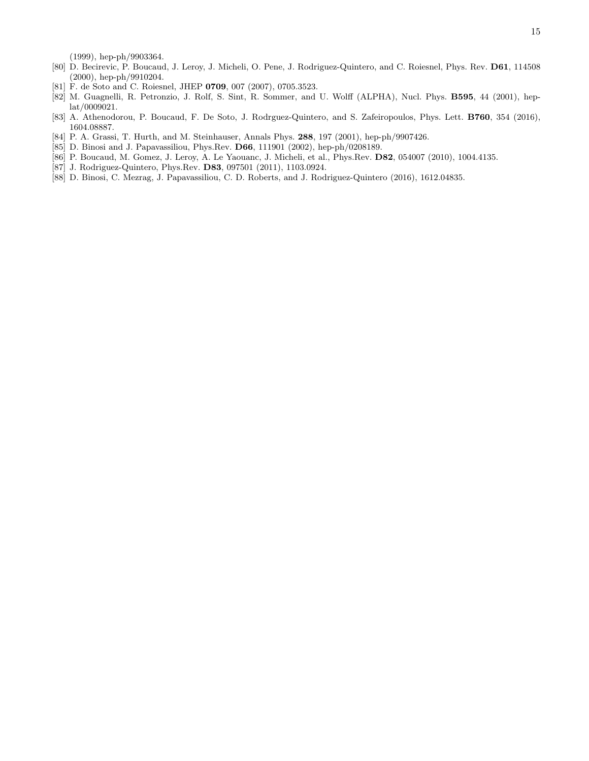(1999), hep-ph/9903364.

[80] D. Becirevic, P. Boucaud, J. Leroy, J. Micheli, O. Pene, J. Rodriguez-Quintero, and C. Roiesnel, Phys. Rev. **D61**, 114508 (2000), hep-ph/9910204.

[81] F. de Soto and C. Roiesnel, JHEP **0709**, 007 (2007), 0705.3523.

[82] M. Guagnelli, R. Petronzio, J. Rolf, S. Sint, R. Sommer, and U. Wolff (ALPHA), Nucl. Phys. **B595**, 44 (2001), hep-lat/0009021.

[83] A. Athenodorou, P. Boucaud, F. De Soto, J. Rodrguez-Quintero, and S. Zafeiropoulos, Phys. Lett. **B760**, 354 (2016), 1604.08887.

[84] P. A. Grassi, T. Hurth, and M. Steinhauser, Annals Phys. **288**, 197 (2001), hep-ph/9907426.

[85] D. Binosi and J. Papavassiliou, Phys.Rev. **D66**, 111901 (2002), hep-ph/0208189.

[86] P. Boucaud, M. Gomez, J. Leroy, A. Le Yaouanc, J. Micheli, et al., Phys.Rev. **D82**, 054007 (2010), 1004.4135.

[87] J. Rodriguez-Quintero, Phys.Rev. **D83**, 097501 (2011), 1103.0924.

[88] D. Binosi, C. Mezrag, J. Papavassiliou, C. D. Roberts, and J. Rodriguez-Quintero (2016), 1612.04835.